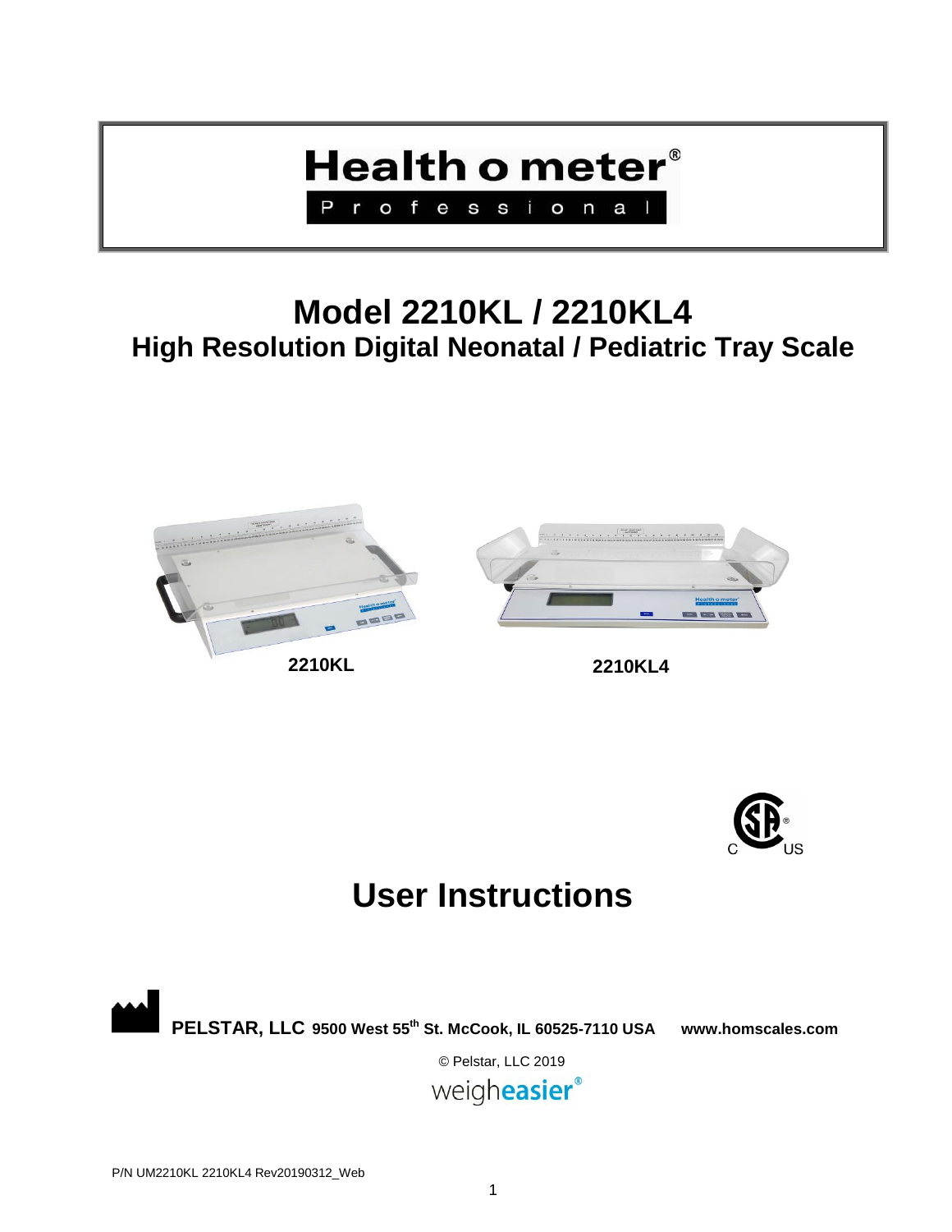# Health o meter®

Professional

# Model 2210KL / 2210KL4

## High Resolution Digital Neonatal / Pediatric Tray Scale

2210KL

2210KL4

# User Instructions

**PELSTAR, LLC** 9500 West 55th St. McCook, IL 60525-7110 USA **www.homscales.com**

© Pelstar, LLC 2019

weigheasier®

P/N UM2210KL 2210KL4 Rev20190312_Web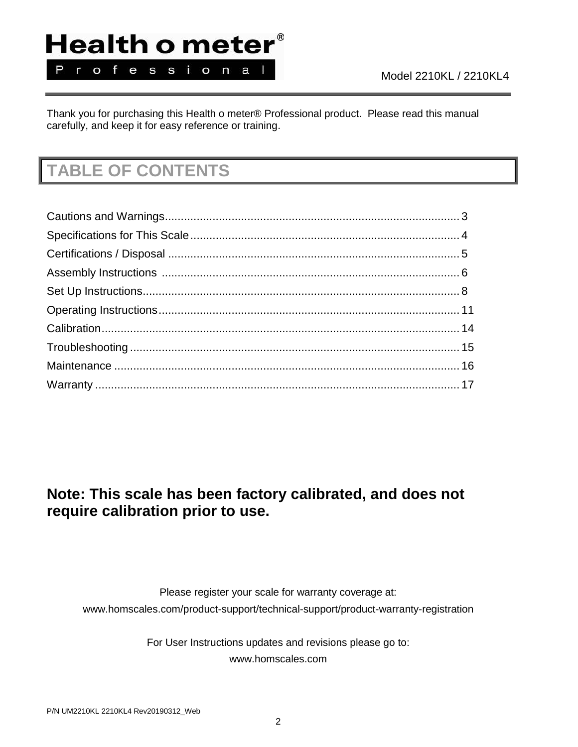Health o meter® Professional

Model 2210KL / 2210KL4

Thank you for purchasing this Health o meter® Professional product. Please read this manual carefully, and keep it for easy reference or training.

# TABLE OF CONTENTS

Cautions and Warnings............................................................................................3
Specifications for This Scale....................................................................................4
Certifications / Disposal ...........................................................................................5
Assembly Instructions .............................................................................................6
Set Up Instructions...................................................................................................8
Operating Instructions..............................................................................................11
Calibration...............................................................................................................14
Troubleshooting.......................................................................................................15
Maintenance ...........................................................................................................16
Warranty .................................................................................................................17

**Note: This scale has been factory calibrated, and does not require calibration prior to use.**

Please register your scale for warranty coverage at:
www.homscales.com/product-support/technical-support/product-warranty-registration

For User Instructions updates and revisions please go to:
www.homscales.com

P/N UM2210KL 2210KL4 Rev20190312_Web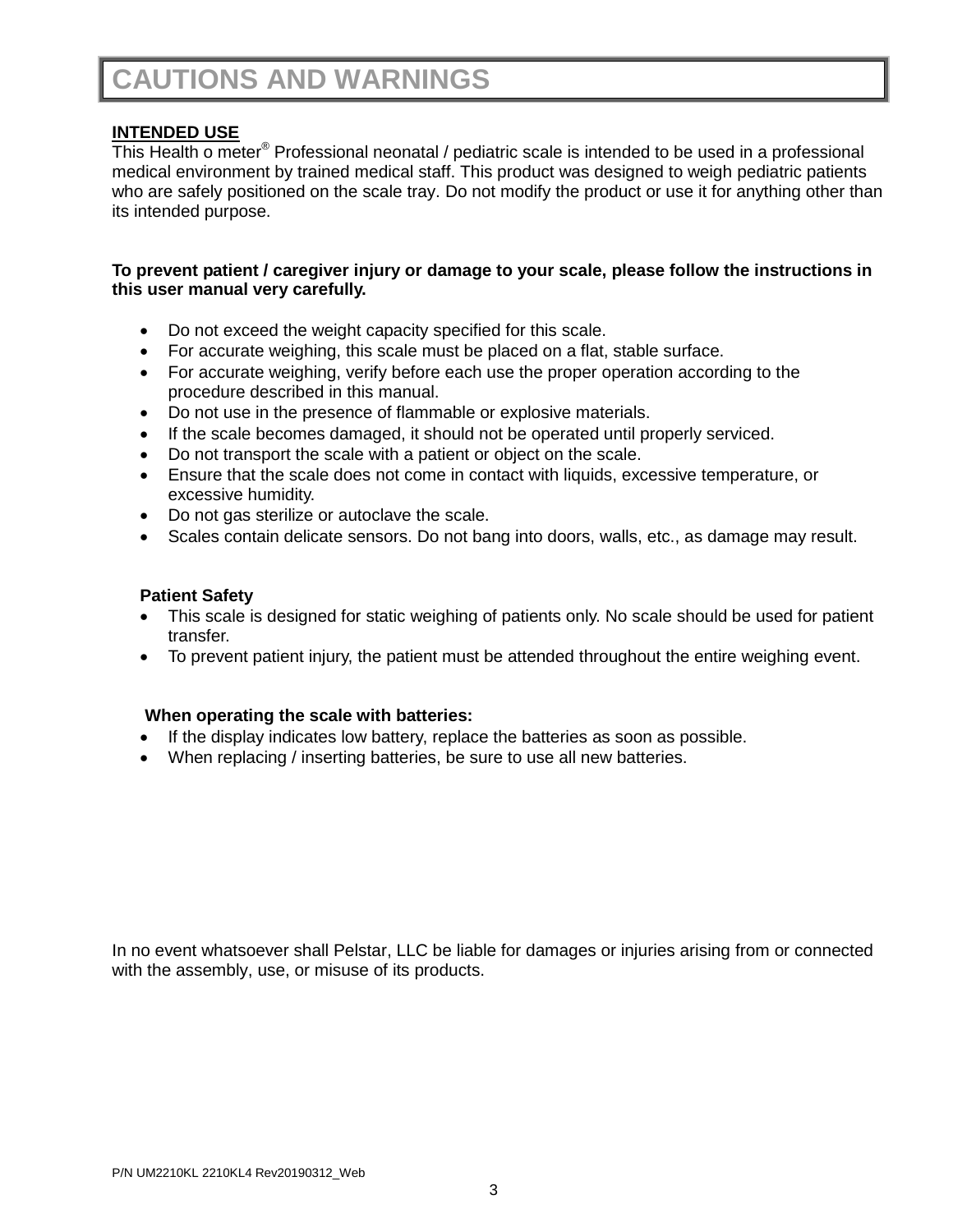# CAUTIONS AND WARNINGS

**INTENDED USE**

This Health o meter® Professional neonatal / pediatric scale is intended to be used in a professional medical environment by trained medical staff. This product was designed to weigh pediatric patients who are safely positioned on the scale tray. Do not modify the product or use it for anything other than its intended purpose.

**To prevent patient / caregiver injury or damage to your scale, please follow the instructions in this user manual very carefully.**

- Do not exceed the weight capacity specified for this scale.
- For accurate weighing, this scale must be placed on a flat, stable surface.
- For accurate weighing, verify before each use the proper operation according to the procedure described in this manual.
- Do not use in the presence of flammable or explosive materials.
- If the scale becomes damaged, it should not be operated until properly serviced.
- Do not transport the scale with a patient or object on the scale.
- Ensure that the scale does not come in contact with liquids, excessive temperature, or excessive humidity.
- Do not gas sterilize or autoclave the scale.
- Scales contain delicate sensors. Do not bang into doors, walls, etc., as damage may result.

**Patient Safety**

- This scale is designed for static weighing of patients only. No scale should be used for patient transfer.
- To prevent patient injury, the patient must be attended throughout the entire weighing event.

**When operating the scale with batteries:**

- If the display indicates low battery, replace the batteries as soon as possible.
- When replacing / inserting batteries, be sure to use all new batteries.

In no event whatsoever shall Pelstar, LLC be liable for damages or injuries arising from or connected with the assembly, use, or misuse of its products.

P/N UM2210KL 2210KL4 Rev20190312_Web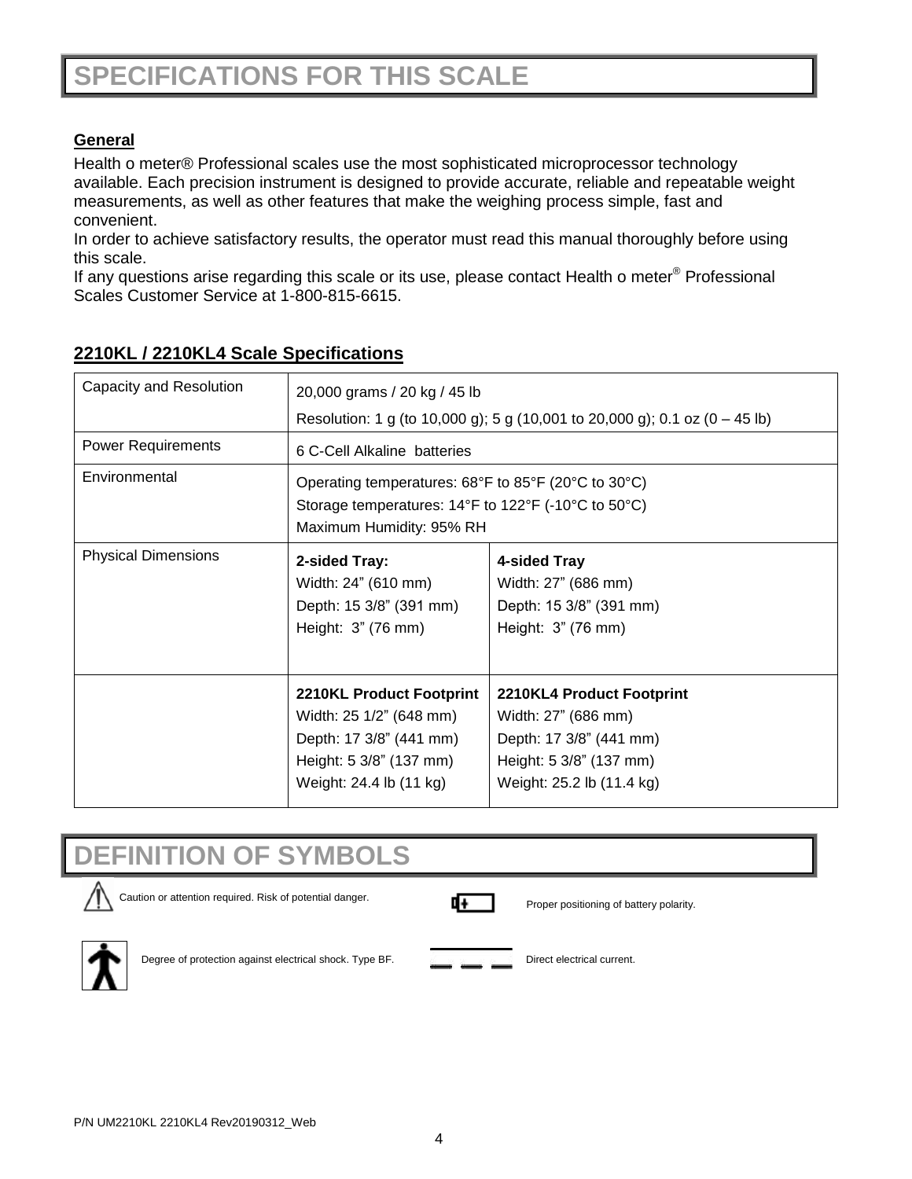# SPECIFICATIONS FOR THIS SCALE

## General

Health o meter® Professional scales use the most sophisticated microprocessor technology available. Each precision instrument is designed to provide accurate, reliable and repeatable weight measurements, as well as other features that make the weighing process simple, fast and convenient.

In order to achieve satisfactory results, the operator must read this manual thoroughly before using this scale.

If any questions arise regarding this scale or its use, please contact Health o meter® Professional Scales Customer Service at 1-800-815-6615.

## 2210KL / 2210KL4 Scale Specifications

| | | |
|---|---|---|
| Capacity and Resolution | 20,000 grams / 20 kg / 45 lb<br>Resolution: 1 g (to 10,000 g); 5 g (10,001 to 20,000 g); 0.1 oz (0 – 45 lb) | |
| Power Requirements | 6 C-Cell Alkaline batteries | |
| Environmental | Operating temperatures: 68°F to 85°F (20°C to 30°C)<br>Storage temperatures: 14°F to 122°F (-10°C to 50°C)<br>Maximum Humidity: 95% RH | |
| Physical Dimensions | **2-sided Tray:**<br>Width: 24” (610 mm)<br>Depth: 15 3/8” (391 mm)<br>Height: 3” (76 mm) | **4-sided Tray**<br>Width: 27” (686 mm)<br>Depth: 15 3/8” (391 mm)<br>Height: 3” (76 mm) |
| | **2210KL Product Footprint**<br>Width: 25 1/2” (648 mm)<br>Depth: 17 3/8” (441 mm)<br>Height: 5 3/8” (137 mm)<br>Weight: 24.4 lb (11 kg) | **2210KL4 Product Footprint**<br>Width: 27” (686 mm)<br>Depth: 17 3/8” (441 mm)<br>Height: 5 3/8” (137 mm)<br>Weight: 25.2 lb (11.4 kg) |

# DEFINITION OF SYMBOLS

Caution or attention required. Risk of potential danger.

Proper positioning of battery polarity.

Degree of protection against electrical shock. Type BF.

Direct electrical current.

P/N UM2210KL 2210KL4 Rev20190312_Web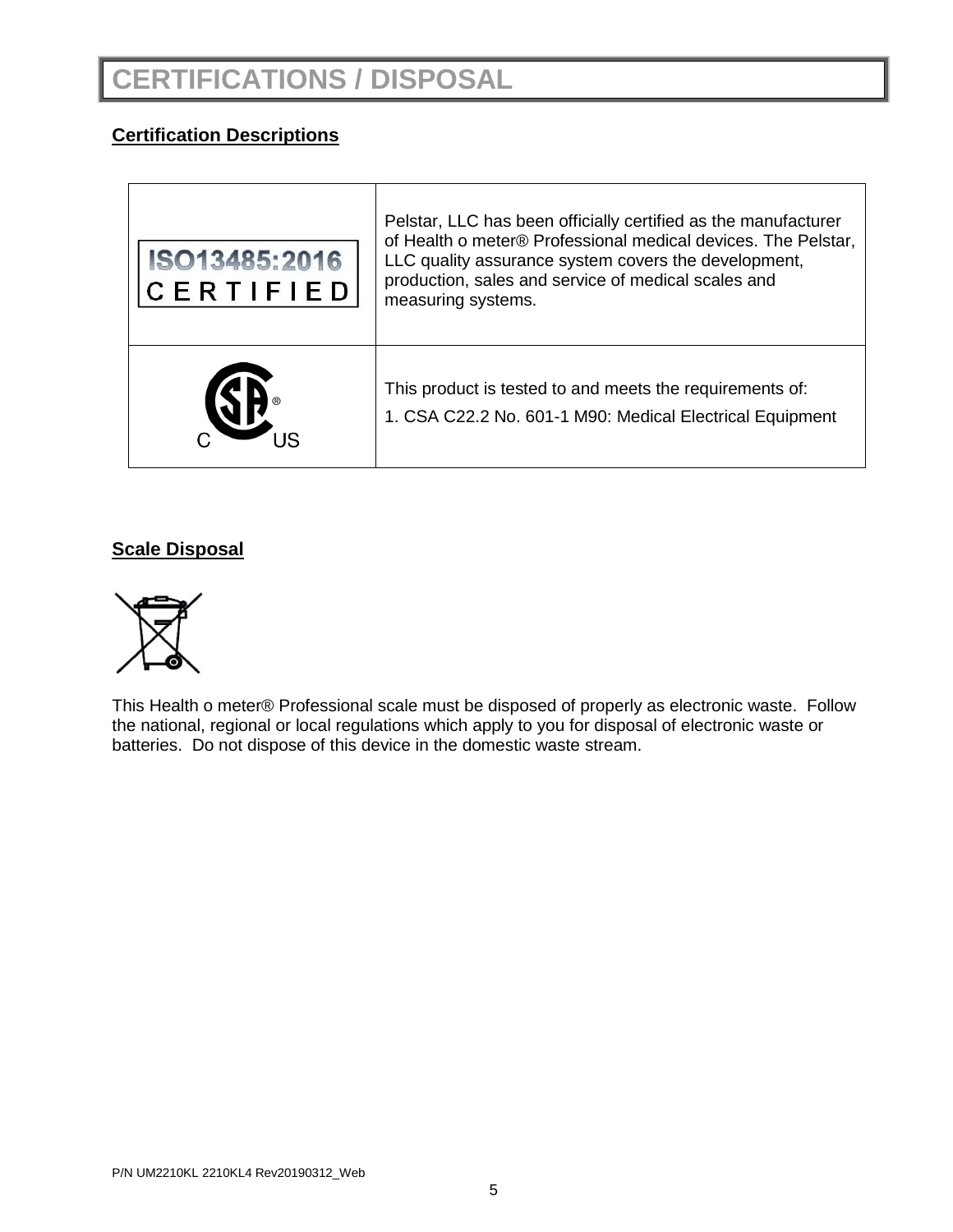# CERTIFICATIONS / DISPOSAL

## Certification Descriptions

| | |
|---|---|
| ISO13485:2016 CERTIFIED | Pelstar, LLC has been officially certified as the manufacturer of Health o meter® Professional medical devices. The Pelstar, LLC quality assurance system covers the development, production, sales and service of medical scales and measuring systems. |
| C SA® US | This product is tested to and meets the requirements of:<br>1. CSA C22.2 No. 601-1 M90: Medical Electrical Equipment |

## Scale Disposal

This Health o meter® Professional scale must be disposed of properly as electronic waste. Follow the national, regional or local regulations which apply to you for disposal of electronic waste or batteries. Do not dispose of this device in the domestic waste stream.

P/N UM2210KL 2210KL4 Rev20190312_Web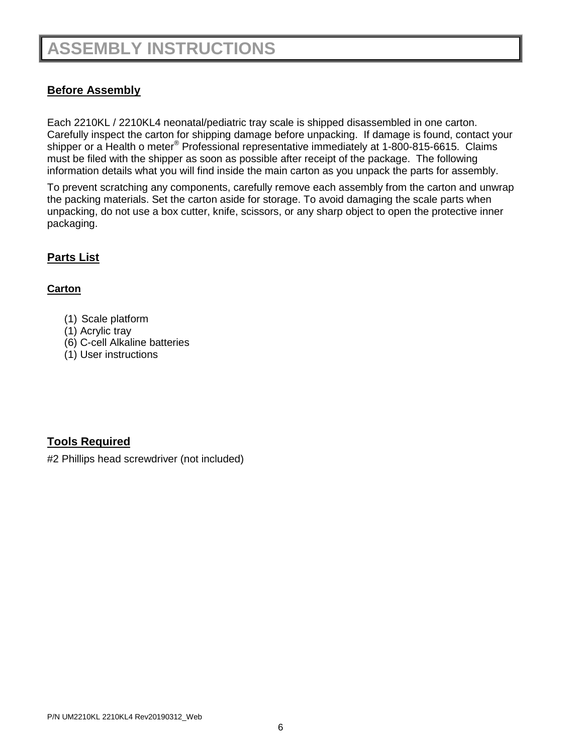# ASSEMBLY INSTRUCTIONS

## Before Assembly

Each 2210KL / 2210KL4 neonatal/pediatric tray scale is shipped disassembled in one carton. Carefully inspect the carton for shipping damage before unpacking. If damage is found, contact your shipper or a Health o meter® Professional representative immediately at 1-800-815-6615. Claims must be filed with the shipper as soon as possible after receipt of the package. The following information details what you will find inside the main carton as you unpack the parts for assembly.

To prevent scratching any components, carefully remove each assembly from the carton and unwrap the packing materials. Set the carton aside for storage. To avoid damaging the scale parts when unpacking, do not use a box cutter, knife, scissors, or any sharp object to open the protective inner packaging.

## Parts List

### Carton

- (1) Scale platform
- (1) Acrylic tray
- (6) C-cell Alkaline batteries
- (1) User instructions

## Tools Required

#2 Phillips head screwdriver (not included)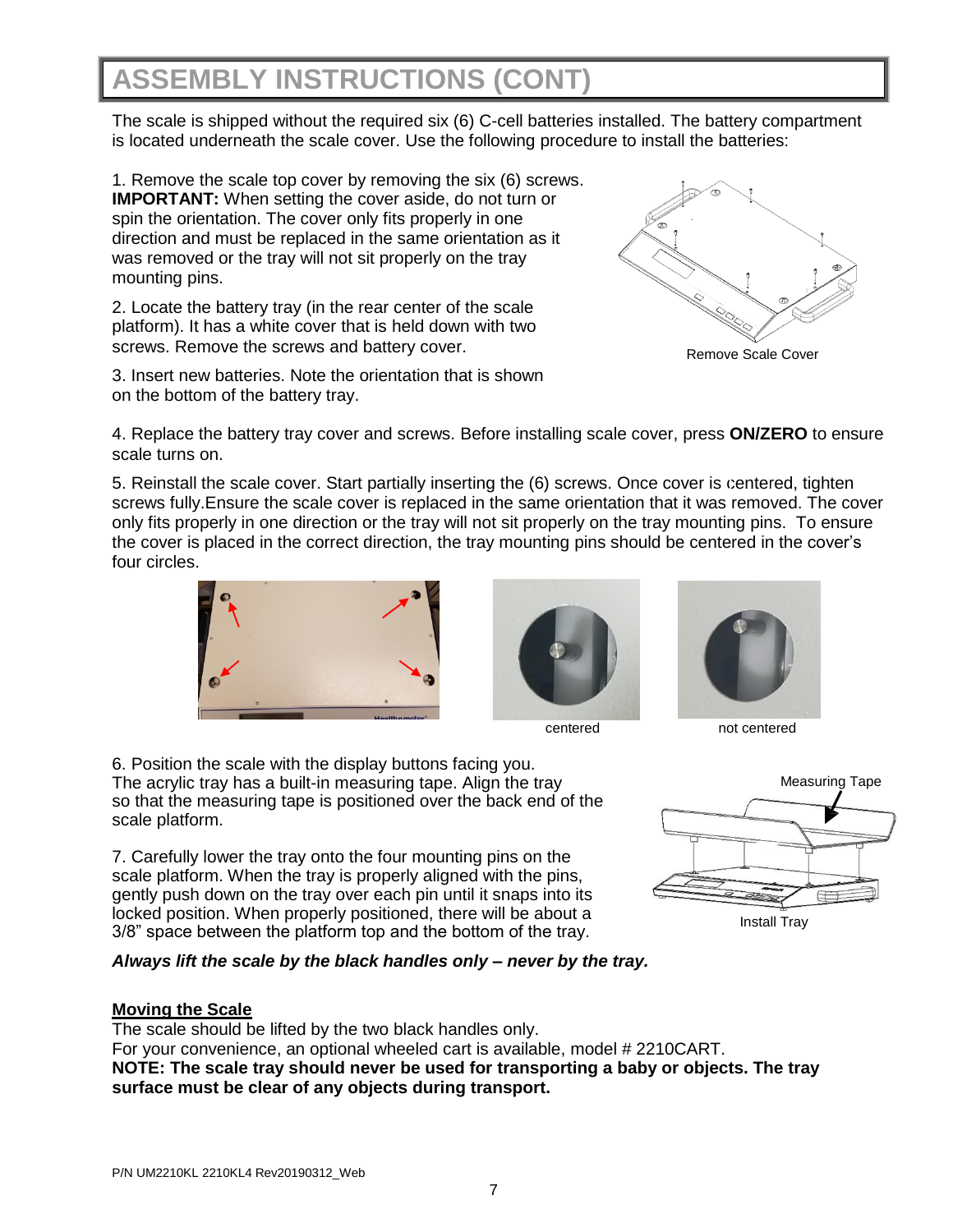# ASSEMBLY INSTRUCTIONS (CONT)

The scale is shipped without the required six (6) C-cell batteries installed. The battery compartment is located underneath the scale cover. Use the following procedure to install the batteries:

1. Remove the scale top cover by removing the six (6) screws. **IMPORTANT:** When setting the cover aside, do not turn or spin the orientation. The cover only fits properly in one direction and must be replaced in the same orientation as it was removed or the tray will not sit properly on the tray mounting pins.

2. Locate the battery tray (in the rear center of the scale platform). It has a white cover that is held down with two screws. Remove the screws and battery cover.

3. Insert new batteries. Note the orientation that is shown on the bottom of the battery tray.

Remove Scale Cover

4. Replace the battery tray cover and screws. Before installing scale cover, press **ON/ZERO** to ensure scale turns on.

5. Reinstall the scale cover. Start partially inserting the (6) screws. Once cover is centered, tighten screws fully.Ensure the scale cover is replaced in the same orientation that it was removed. The cover only fits properly in one direction or the tray will not sit properly on the tray mounting pins. To ensure the cover is placed in the correct direction, the tray mounting pins should be centered in the cover's four circles.

centered

not centered

6. Position the scale with the display buttons facing you. The acrylic tray has a built-in measuring tape. Align the tray so that the measuring tape is positioned over the back end of the scale platform.

7. Carefully lower the tray onto the four mounting pins on the scale platform. When the tray is properly aligned with the pins, gently push down on the tray over each pin until it snaps into its locked position. When properly positioned, there will be about a 3/8" space between the platform top and the bottom of the tray.

Measuring Tape

Install Tray

***Always lift the scale by the black handles only – never by the tray.***

**Moving the Scale**

The scale should be lifted by the two black handles only.
For your convenience, an optional wheeled cart is available, model # 2210CART.
**NOTE: The scale tray should never be used for transporting a baby or objects. The tray surface must be clear of any objects during transport.**

P/N UM2210KL 2210KL4 Rev20190312_Web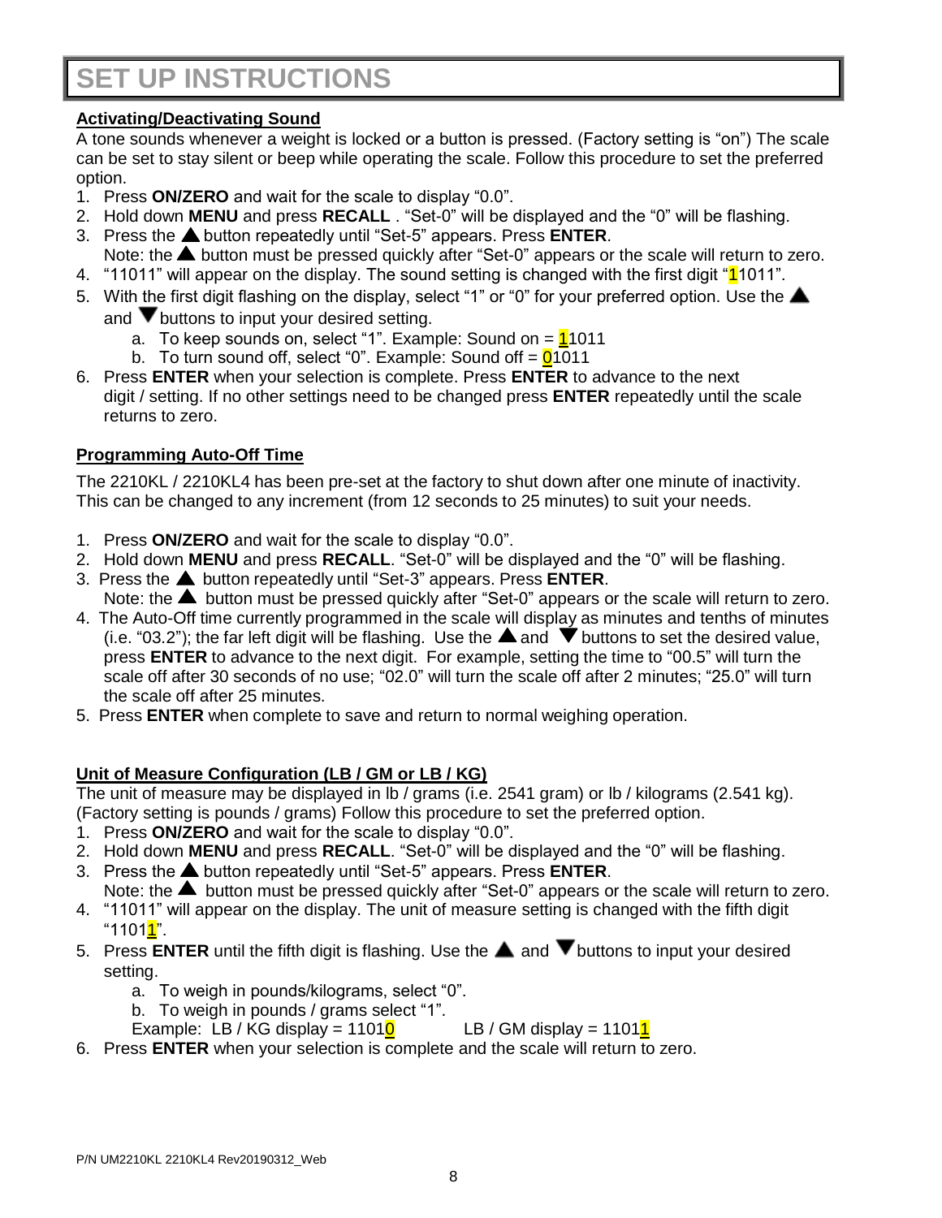# SET UP INSTRUCTIONS

**Activating/Deactivating Sound**

A tone sounds whenever a weight is locked or a button is pressed. (Factory setting is "on") The scale can be set to stay silent or beep while operating the scale. Follow this procedure to set the preferred option.

1. Press **ON/ZERO** and wait for the scale to display "0.0".
2. Hold down **MENU** and press **RECALL** . "Set-0" will be displayed and the "0" will be flashing.
3. Press the ▲ button repeatedly until "Set-5" appears. Press **ENTER**.
   Note: the ▲ button must be pressed quickly after "Set-0" appears or the scale will return to zero.
4. "11011" will appear on the display. The sound setting is changed with the first digit "**1**1011".
5. With the first digit flashing on the display, select "1" or "0" for your preferred option. Use the ▲ and ▼ buttons to input your desired setting.
   a. To keep sounds on, select "1". Example: Sound on = **1**1011
   b. To turn sound off, select "0". Example: Sound off = **0**1011
6. Press **ENTER** when your selection is complete. Press **ENTER** to advance to the next digit / setting. If no other settings need to be changed press **ENTER** repeatedly until the scale returns to zero.

**Programming Auto-Off Time**

The 2210KL / 2210KL4 has been pre-set at the factory to shut down after one minute of inactivity. This can be changed to any increment (from 12 seconds to 25 minutes) to suit your needs.

1. Press **ON/ZERO** and wait for the scale to display "0.0".
2. Hold down **MENU** and press **RECALL**. "Set-0" will be displayed and the "0" will be flashing.
3. Press the ▲ button repeatedly until "Set-3" appears. Press **ENTER**.
   Note: the ▲ button must be pressed quickly after "Set-0" appears or the scale will return to zero.
4. The Auto-Off time currently programmed in the scale will display as minutes and tenths of minutes (i.e. "03.2"); the far left digit will be flashing. Use the ▲ and ▼ buttons to set the desired value, press **ENTER** to advance to the next digit. For example, setting the time to "00.5" will turn the scale off after 30 seconds of no use; "02.0" will turn the scale off after 2 minutes; "25.0" will turn the scale off after 25 minutes.
5. Press **ENTER** when complete to save and return to normal weighing operation.

**Unit of Measure Configuration (LB / GM or LB / KG)**

The unit of measure may be displayed in lb / grams (i.e. 2541 gram) or lb / kilograms (2.541 kg). (Factory setting is pounds / grams) Follow this procedure to set the preferred option.

1. Press **ON/ZERO** and wait for the scale to display "0.0".
2. Hold down **MENU** and press **RECALL**. "Set-0" will be displayed and the "0" will be flashing.
3. Press the ▲ button repeatedly until "Set-5" appears. Press **ENTER**.
   Note: the ▲ button must be pressed quickly after "Set-0" appears or the scale will return to zero.
4. "11011" will appear on the display. The unit of measure setting is changed with the fifth digit "1101**1**".
5. Press **ENTER** until the fifth digit is flashing. Use the ▲ and ▼ buttons to input your desired setting.
   a. To weigh in pounds/kilograms, select "0".
   b. To weigh in pounds / grams select "1".
   Example: LB / KG display = 1101**0**   LB / GM display = 1101**1**
6. Press **ENTER** when your selection is complete and the scale will return to zero.

P/N UM2210KL 2210KL4 Rev20190312_Web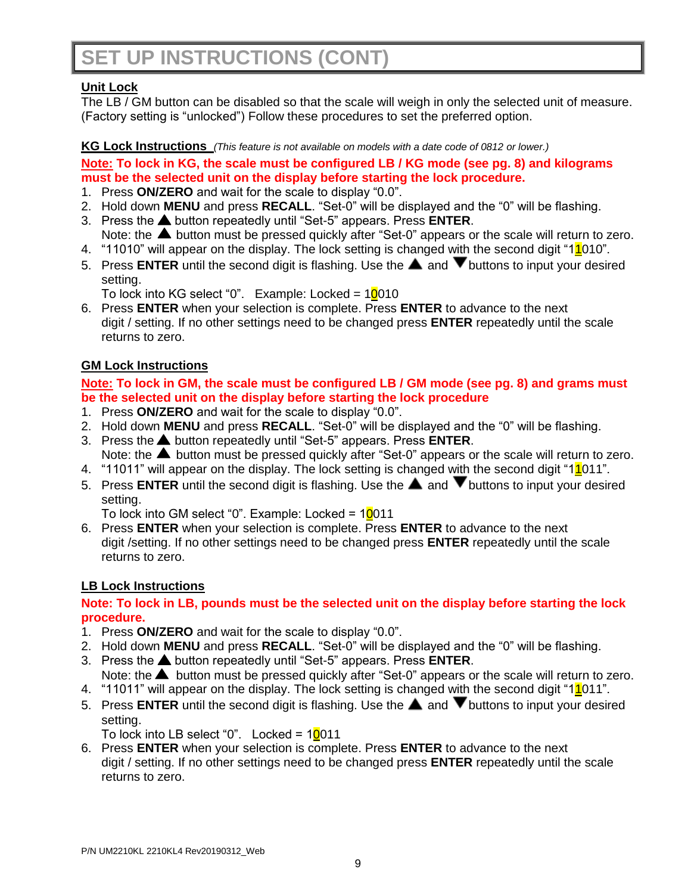# SET UP INSTRUCTIONS (CONT)

**Unit Lock**

The LB / GM button can be disabled so that the scale will weigh in only the selected unit of measure. (Factory setting is "unlocked") Follow these procedures to set the preferred option.

**KG Lock Instructions** *(This feature is not available on models with a date code of 0812 or lower.)*

**Note: To lock in KG, the scale must be configured LB / KG mode (see pg. 8) and kilograms must be the selected unit on the display before starting the lock procedure.**

1. Press **ON/ZERO** and wait for the scale to display "0.0".
2. Hold down **MENU** and press **RECALL**. "Set-0" will be displayed and the "0" will be flashing.
3. Press the ▲ button repeatedly until "Set-5" appears. Press **ENTER**.
   Note: the ▲ button must be pressed quickly after "Set-0" appears or the scale will return to zero.
4. "11010" will appear on the display. The lock setting is changed with the second digit "11010".
5. Press **ENTER** until the second digit is flashing. Use the ▲ and ▼ buttons to input your desired setting.
   To lock into KG select "0". Example: Locked = 10010
6. Press **ENTER** when your selection is complete. Press **ENTER** to advance to the next digit / setting. If no other settings need to be changed press **ENTER** repeatedly until the scale returns to zero.

**GM Lock Instructions**

**Note: To lock in GM, the scale must be configured LB / GM mode (see pg. 8) and grams must be the selected unit on the display before starting the lock procedure**

1. Press **ON/ZERO** and wait for the scale to display "0.0".
2. Hold down **MENU** and press **RECALL**. "Set-0" will be displayed and the "0" will be flashing.
3. Press the ▲ button repeatedly until "Set-5" appears. Press **ENTER**.
   Note: the ▲ button must be pressed quickly after "Set-0" appears or the scale will return to zero.
4. "11011" will appear on the display. The lock setting is changed with the second digit "11011".
5. Press **ENTER** until the second digit is flashing. Use the ▲ and ▼ buttons to input your desired setting.
   To lock into GM select "0". Example: Locked = 10011
6. Press **ENTER** when your selection is complete. Press **ENTER** to advance to the next digit /setting. If no other settings need to be changed press **ENTER** repeatedly until the scale returns to zero.

**LB Lock Instructions**

**Note: To lock in LB, pounds must be the selected unit on the display before starting the lock procedure.**

1. Press **ON/ZERO** and wait for the scale to display "0.0".
2. Hold down **MENU** and press **RECALL**. "Set-0" will be displayed and the "0" will be flashing.
3. Press the ▲ button repeatedly until "Set-5" appears. Press **ENTER**.
   Note: the ▲ button must be pressed quickly after "Set-0" appears or the scale will return to zero.
4. "11011" will appear on the display. The lock setting is changed with the second digit "11011".
5. Press **ENTER** until the second digit is flashing. Use the ▲ and ▼ buttons to input your desired setting.
   To lock into LB select "0". Locked = 10011
6. Press **ENTER** when your selection is complete. Press **ENTER** to advance to the next digit / setting. If no other settings need to be changed press **ENTER** repeatedly until the scale returns to zero.

P/N UM2210KL 2210KL4 Rev20190312_Web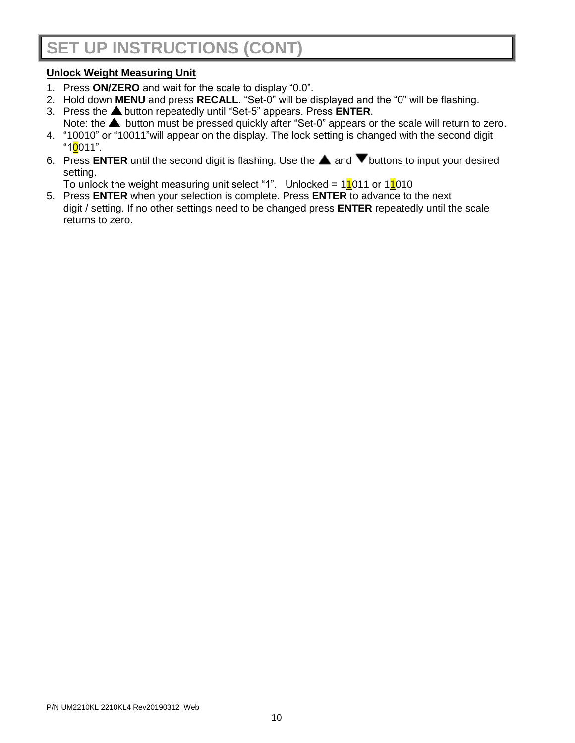# SET UP INSTRUCTIONS (CONT)

**Unlock Weight Measuring Unit**

1. Press **ON/ZERO** and wait for the scale to display "0.0".
2. Hold down **MENU** and press **RECALL**. "Set-0" will be displayed and the "0" will be flashing.
3. Press the ▲ button repeatedly until "Set-5" appears. Press **ENTER**.
   Note: the ▲ button must be pressed quickly after "Set-0" appears or the scale will return to zero.
4. "10010" or "10011"will appear on the display. The lock setting is changed with the second digit "10011".
6. Press **ENTER** until the second digit is flashing. Use the ▲ and ▼ buttons to input your desired setting.
   To unlock the weight measuring unit select "1". Unlocked = 11011 or 11010
5. Press **ENTER** when your selection is complete. Press **ENTER** to advance to the next digit / setting. If no other settings need to be changed press **ENTER** repeatedly until the scale returns to zero.

P/N UM2210KL 2210KL4 Rev20190312_Web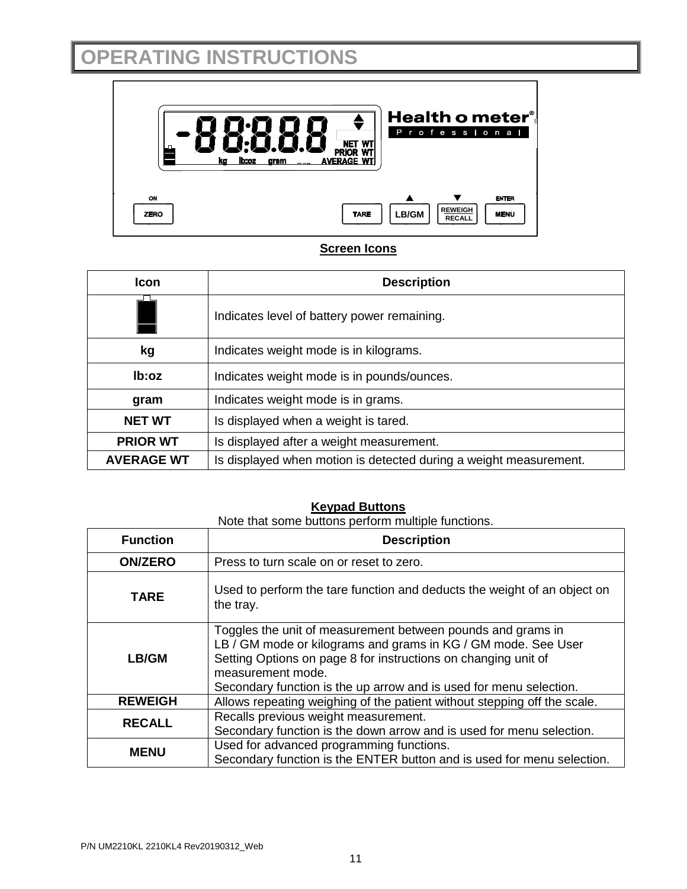# OPERATING INSTRUCTIONS

**Screen Icons**

| Icon | Description |
|---|---|
| (battery icon) | Indicates level of battery power remaining. |
| **kg** | Indicates weight mode is in kilograms. |
| **lb:oz** | Indicates weight mode is in pounds/ounces. |
| **gram** | Indicates weight mode is in grams. |
| **NET WT** | Is displayed when a weight is tared. |
| **PRIOR WT** | Is displayed after a weight measurement. |
| **AVERAGE WT** | Is displayed when motion is detected during a weight measurement. |

**Keypad Buttons**

Note that some buttons perform multiple functions.

| Function | Description |
|---|---|
| **ON/ZERO** | Press to turn scale on or reset to zero. |
| **TARE** | Used to perform the tare function and deducts the weight of an object on the tray. |
| **LB/GM** | Toggles the unit of measurement between pounds and grams in LB / GM mode or kilograms and grams in KG / GM mode. See User Setting Options on page 8 for instructions on changing unit of measurement mode. Secondary function is the up arrow and is used for menu selection. |
| **REWEIGH** | Allows repeating weighing of the patient without stepping off the scale. |
| **RECALL** | Recalls previous weight measurement. Secondary function is the down arrow and is used for menu selection. |
| **MENU** | Used for advanced programming functions. Secondary function is the ENTER button and is used for menu selection. |

P/N UM2210KL 2210KL4 Rev20190312_Web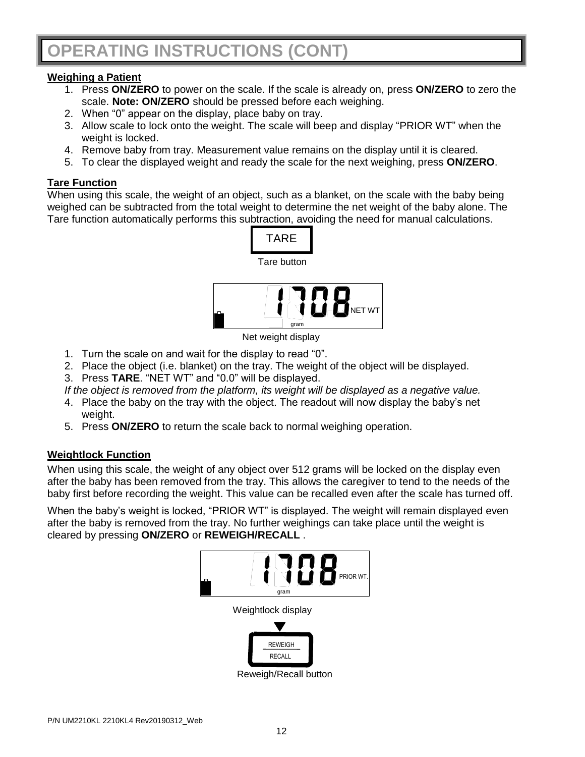# OPERATING INSTRUCTIONS (CONT)

**Weighing a Patient**

1. Press **ON/ZERO** to power on the scale. If the scale is already on, press **ON/ZERO** to zero the scale. **Note: ON/ZERO** should be pressed before each weighing.
2. When "0" appear on the display, place baby on tray.
3. Allow scale to lock onto the weight. The scale will beep and display "PRIOR WT" when the weight is locked.
4. Remove baby from tray. Measurement value remains on the display until it is cleared.
5. To clear the displayed weight and ready the scale for the next weighing, press **ON/ZERO**.

**Tare Function**

When using this scale, the weight of an object, such as a blanket, on the scale with the baby being weighed can be subtracted from the total weight to determine the net weight of the baby alone. The Tare function automatically performs this subtraction, avoiding the need for manual calculations.

TARE

Tare button

1708 NET WT gram

Net weight display

1. Turn the scale on and wait for the display to read "0".
2. Place the object (i.e. blanket) on the tray. The weight of the object will be displayed.
3. Press **TARE**. "NET WT" and "0.0" will be displayed.

*If the object is removed from the platform, its weight will be displayed as a negative value.*

4. Place the baby on the tray with the object. The readout will now display the baby's net weight.
5. Press **ON/ZERO** to return the scale back to normal weighing operation.

**Weightlock Function**

When using this scale, the weight of any object over 512 grams will be locked on the display even after the baby has been removed from the tray. This allows the caregiver to tend to the needs of the baby first before recording the weight. This value can be recalled even after the scale has turned off.

When the baby's weight is locked, "PRIOR WT" is displayed. The weight will remain displayed even after the baby is removed from the tray. No further weighings can take place until the weight is cleared by pressing **ON/ZERO** or **REWEIGH/RECALL** .

1708 PRIOR WT. gram

Weightlock display

REWEIGH RECALL

Reweigh/Recall button

P/N UM2210KL 2210KL4 Rev20190312_Web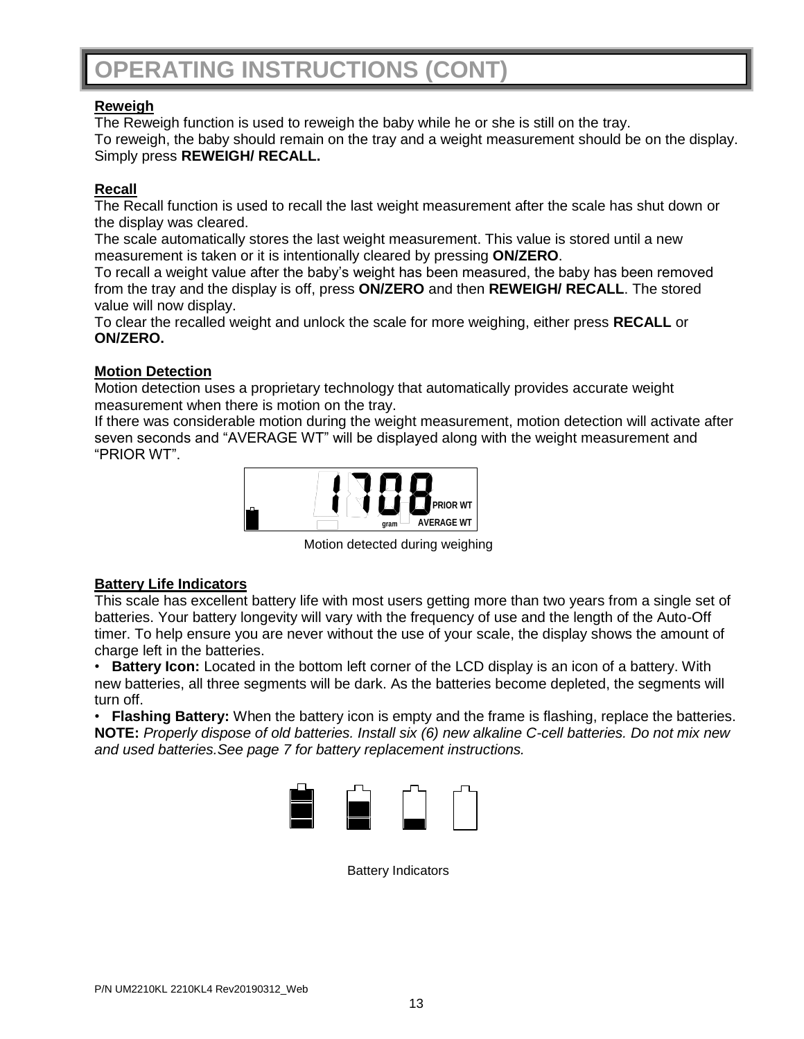# OPERATING INSTRUCTIONS (CONT)

## Reweigh

The Reweigh function is used to reweigh the baby while he or she is still on the tray.
To reweigh, the baby should remain on the tray and a weight measurement should be on the display. Simply press **REWEIGH/ RECALL.**

## Recall

The Recall function is used to recall the last weight measurement after the scale has shut down or the display was cleared.
The scale automatically stores the last weight measurement. This value is stored until a new measurement is taken or it is intentionally cleared by pressing **ON/ZERO**.
To recall a weight value after the baby's weight has been measured, the baby has been removed from the tray and the display is off, press **ON/ZERO** and then **REWEIGH/ RECALL**. The stored value will now display.
To clear the recalled weight and unlock the scale for more weighing, either press **RECALL** or **ON/ZERO.**

## Motion Detection

Motion detection uses a proprietary technology that automatically provides accurate weight measurement when there is motion on the tray.
If there was considerable motion during the weight measurement, motion detection will activate after seven seconds and "AVERAGE WT" will be displayed along with the weight measurement and "PRIOR WT".

1708 gram PRIOR WT AVERAGE WT

Motion detected during weighing

## Battery Life Indicators

This scale has excellent battery life with most users getting more than two years from a single set of batteries. Your battery longevity will vary with the frequency of use and the length of the Auto-Off timer. To help ensure you are never without the use of your scale, the display shows the amount of charge left in the batteries.

- **Battery Icon:** Located in the bottom left corner of the LCD display is an icon of a battery. With new batteries, all three segments will be dark. As the batteries become depleted, the segments will turn off.
- **Flashing Battery:** When the battery icon is empty and the frame is flashing, replace the batteries.

**NOTE:** *Properly dispose of old batteries. Install six (6) new alkaline C-cell batteries. Do not mix new and used batteries.See page 7 for battery replacement instructions.*

Battery Indicators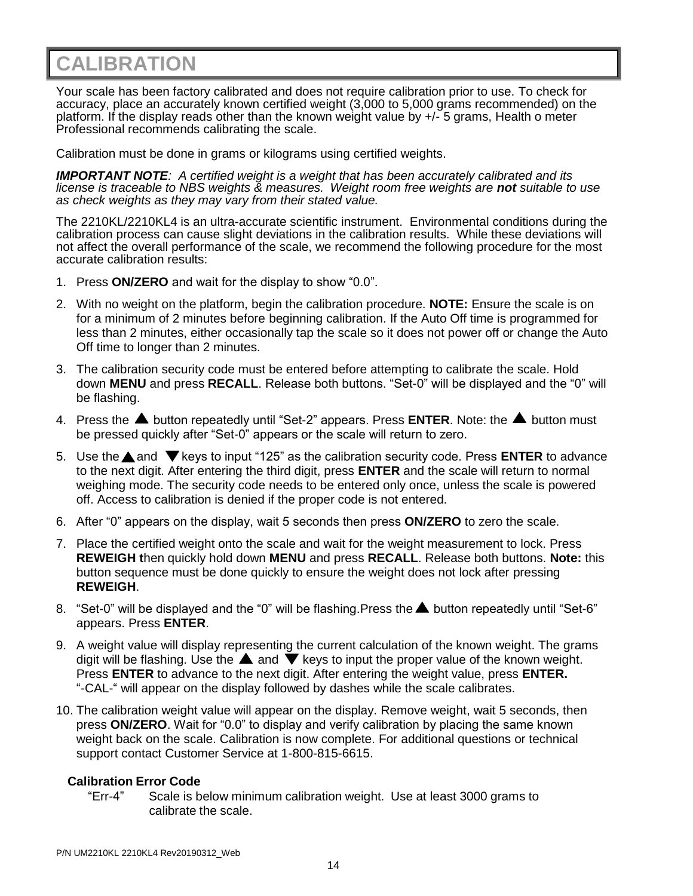# CALIBRATION

Your scale has been factory calibrated and does not require calibration prior to use. To check for accuracy, place an accurately known certified weight (3,000 to 5,000 grams recommended) on the platform. If the display reads other than the known weight value by +/- 5 grams, Health o meter Professional recommends calibrating the scale.

Calibration must be done in grams or kilograms using certified weights.

***IMPORTANT NOTE**: A certified weight is a weight that has been accurately calibrated and its license is traceable to NBS weights & measures. Weight room free weights are **not** suitable to use as check weights as they may vary from their stated value.*

The 2210KL/2210KL4 is an ultra-accurate scientific instrument. Environmental conditions during the calibration process can cause slight deviations in the calibration results. While these deviations will not affect the overall performance of the scale, we recommend the following procedure for the most accurate calibration results:

1. Press **ON/ZERO** and wait for the display to show "0.0".
2. With no weight on the platform, begin the calibration procedure. **NOTE:** Ensure the scale is on for a minimum of 2 minutes before beginning calibration. If the Auto Off time is programmed for less than 2 minutes, either occasionally tap the scale so it does not power off or change the Auto Off time to longer than 2 minutes.
3. The calibration security code must be entered before attempting to calibrate the scale. Hold down **MENU** and press **RECALL**. Release both buttons. "Set-0" will be displayed and the "0" will be flashing.
4. Press the ▲ button repeatedly until "Set-2" appears. Press **ENTER**. Note: the ▲ button must be pressed quickly after "Set-0" appears or the scale will return to zero.
5. Use the ▲ and ▼ keys to input "125" as the calibration security code. Press **ENTER** to advance to the next digit. After entering the third digit, press **ENTER** and the scale will return to normal weighing mode. The security code needs to be entered only once, unless the scale is powered off. Access to calibration is denied if the proper code is not entered.
6. After "0" appears on the display, wait 5 seconds then press **ON/ZERO** to zero the scale.
7. Place the certified weight onto the scale and wait for the weight measurement to lock. Press **REWEIGH t**hen quickly hold down **MENU** and press **RECALL**. Release both buttons. **Note:** this button sequence must be done quickly to ensure the weight does not lock after pressing **REWEIGH**.
8. "Set-0" will be displayed and the "0" will be flashing.Press the ▲ button repeatedly until "Set-6" appears. Press **ENTER**.
9. A weight value will display representing the current calculation of the known weight. The grams digit will be flashing. Use the ▲ and ▼ keys to input the proper value of the known weight. Press **ENTER** to advance to the next digit. After entering the weight value, press **ENTER.** "-CAL-" will appear on the display followed by dashes while the scale calibrates.
10. The calibration weight value will appear on the display. Remove weight, wait 5 seconds, then press **ON/ZERO**. Wait for "0.0" to display and verify calibration by placing the same known weight back on the scale. Calibration is now complete. For additional questions or technical support contact Customer Service at 1-800-815-6615.

**Calibration Error Code**

"Err-4" Scale is below minimum calibration weight. Use at least 3000 grams to calibrate the scale.

P/N UM2210KL 2210KL4 Rev20190312_Web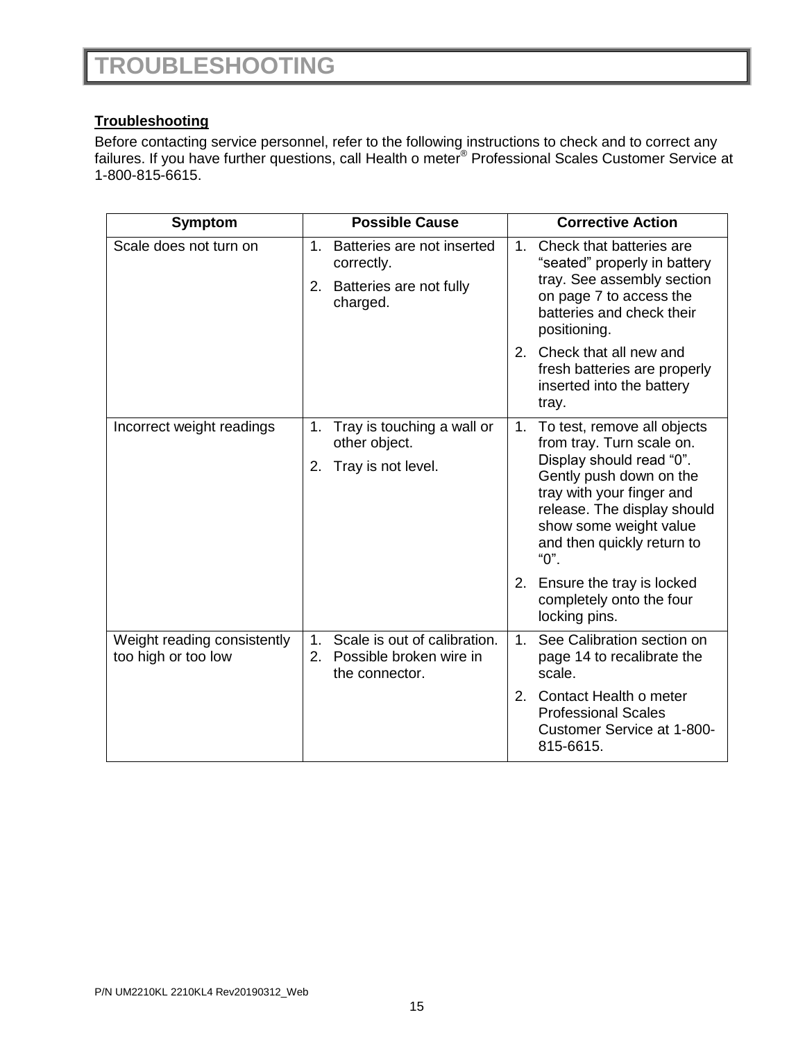# TROUBLESHOOTING

**Troubleshooting**

Before contacting service personnel, refer to the following instructions to check and to correct any failures. If you have further questions, call Health o meter® Professional Scales Customer Service at 1-800-815-6615.

| Symptom | Possible Cause | Corrective Action |
|---|---|---|
| Scale does not turn on | 1. Batteries are not inserted correctly.<br>2. Batteries are not fully charged. | 1. Check that batteries are "seated" properly in battery tray. See assembly section on page 7 to access the batteries and check their positioning.<br>2. Check that all new and fresh batteries are properly inserted into the battery tray. |
| Incorrect weight readings | 1. Tray is touching a wall or other object.<br>2. Tray is not level. | 1. To test, remove all objects from tray. Turn scale on. Display should read "0". Gently push down on the tray with your finger and release. The display should show some weight value and then quickly return to "0".<br>2. Ensure the tray is locked completely onto the four locking pins. |
| Weight reading consistently too high or too low | 1. Scale is out of calibration.<br>2. Possible broken wire in the connector. | 1. See Calibration section on page 14 to recalibrate the scale.<br>2. Contact Health o meter Professional Scales Customer Service at 1-800-815-6615. |

P/N UM2210KL 2210KL4 Rev20190312_Web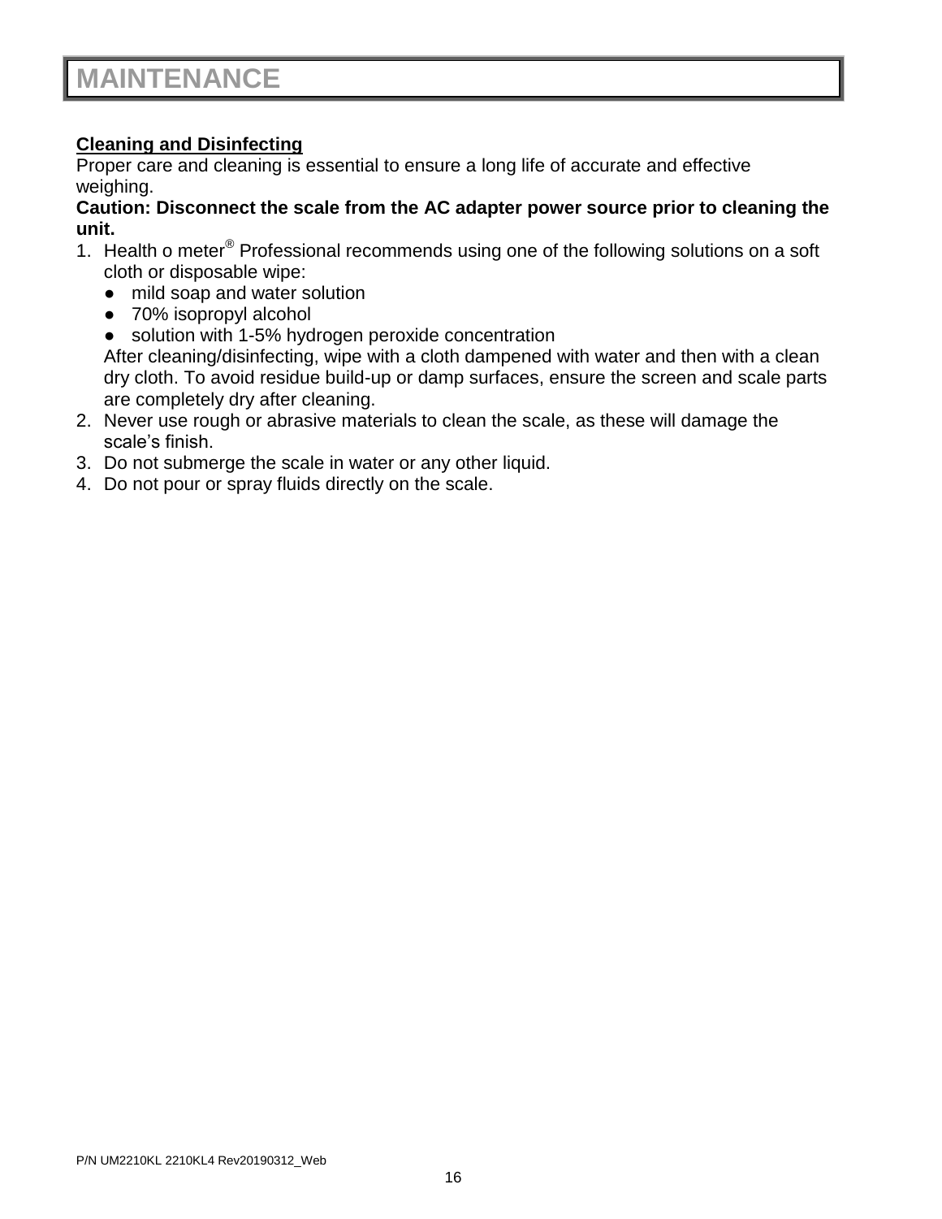# MAINTENANCE

**Cleaning and Disinfecting**

Proper care and cleaning is essential to ensure a long life of accurate and effective weighing.

**Caution: Disconnect the scale from the AC adapter power source prior to cleaning the unit.**

1. Health o meter® Professional recommends using one of the following solutions on a soft cloth or disposable wipe:
   - mild soap and water solution
   - 70% isopropyl alcohol
   - solution with 1-5% hydrogen peroxide concentration

   After cleaning/disinfecting, wipe with a cloth dampened with water and then with a clean dry cloth. To avoid residue build-up or damp surfaces, ensure the screen and scale parts are completely dry after cleaning.
2. Never use rough or abrasive materials to clean the scale, as these will damage the scale's finish.
3. Do not submerge the scale in water or any other liquid.
4. Do not pour or spray fluids directly on the scale.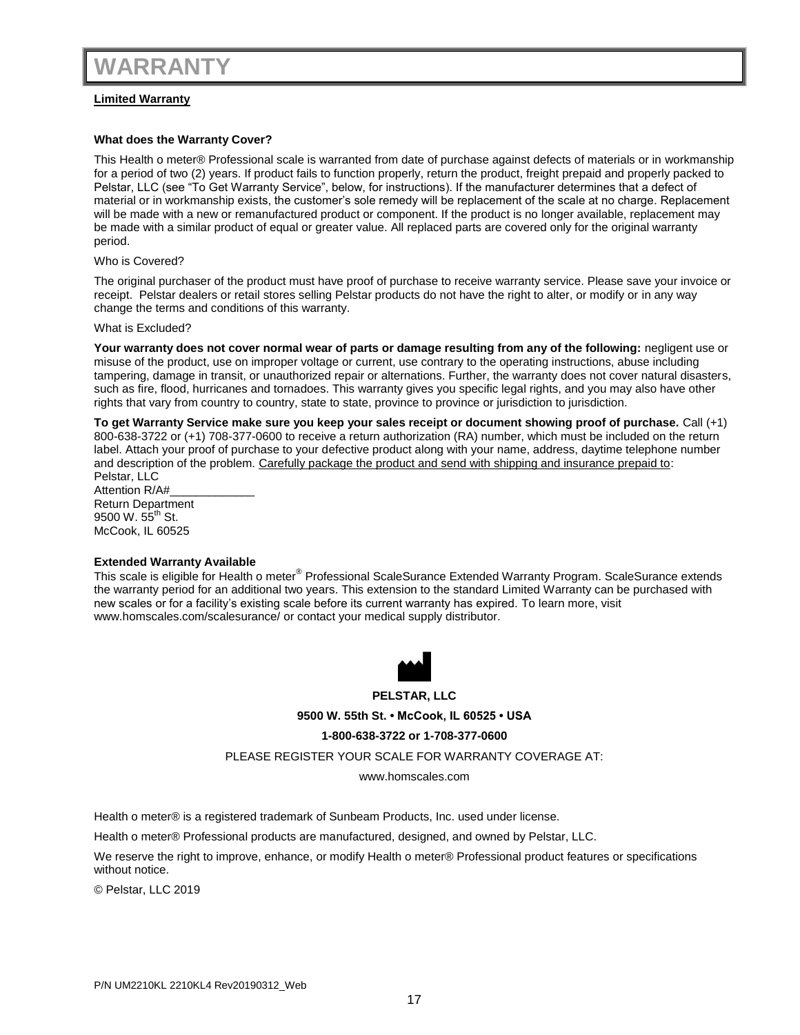# WARRANTY

**Limited Warranty**

**What does the Warranty Cover?**

This Health o meter® Professional scale is warranted from date of purchase against defects of materials or in workmanship for a period of two (2) years. If product fails to function properly, return the product, freight prepaid and properly packed to Pelstar, LLC (see "To Get Warranty Service", below, for instructions). If the manufacturer determines that a defect of material or in workmanship exists, the customer's sole remedy will be replacement of the scale at no charge. Replacement will be made with a new or remanufactured product or component. If the product is no longer available, replacement may be made with a similar product of equal or greater value. All replaced parts are covered only for the original warranty period.

Who is Covered?

The original purchaser of the product must have proof of purchase to receive warranty service. Please save your invoice or receipt. Pelstar dealers or retail stores selling Pelstar products do not have the right to alter, or modify or in any way change the terms and conditions of this warranty.

What is Excluded?

**Your warranty does not cover normal wear of parts or damage resulting from any of the following:** negligent use or misuse of the product, use on improper voltage or current, use contrary to the operating instructions, abuse including tampering, damage in transit, or unauthorized repair or alternations. Further, the warranty does not cover natural disasters, such as fire, flood, hurricanes and tornadoes. This warranty gives you specific legal rights, and you may also have other rights that vary from country to country, state to state, province to province or jurisdiction to jurisdiction.

**To get Warranty Service make sure you keep your sales receipt or document showing proof of purchase.** Call (+1) 800-638-3722 or (+1) 708-377-0600 to receive a return authorization (RA) number, which must be included on the return label. Attach your proof of purchase to your defective product along with your name, address, daytime telephone number and description of the problem. Carefully package the product and send with shipping and insurance prepaid to:

Pelstar, LLC
Attention R/A#_____________
Return Department
9500 W. 55th St.
McCook, IL 60525

**Extended Warranty Available**

This scale is eligible for Health o meter® Professional ScaleSurance Extended Warranty Program. ScaleSurance extends the warranty period for an additional two years. This extension to the standard Limited Warranty can be purchased with new scales or for a facility's existing scale before its current warranty has expired. To learn more, visit www.homscales.com/scalesurance/ or contact your medical supply distributor.

**PELSTAR, LLC**

**9500 W. 55th St. • McCook, IL 60525 • USA**

**1-800-638-3722 or 1-708-377-0600**

PLEASE REGISTER YOUR SCALE FOR WARRANTY COVERAGE AT:

www.homscales.com

Health o meter® is a registered trademark of Sunbeam Products, Inc. used under license.

Health o meter® Professional products are manufactured, designed, and owned by Pelstar, LLC.

We reserve the right to improve, enhance, or modify Health o meter® Professional product features or specifications without notice.

© Pelstar, LLC 2019

P/N UM2210KL 2210KL4 Rev20190312_Web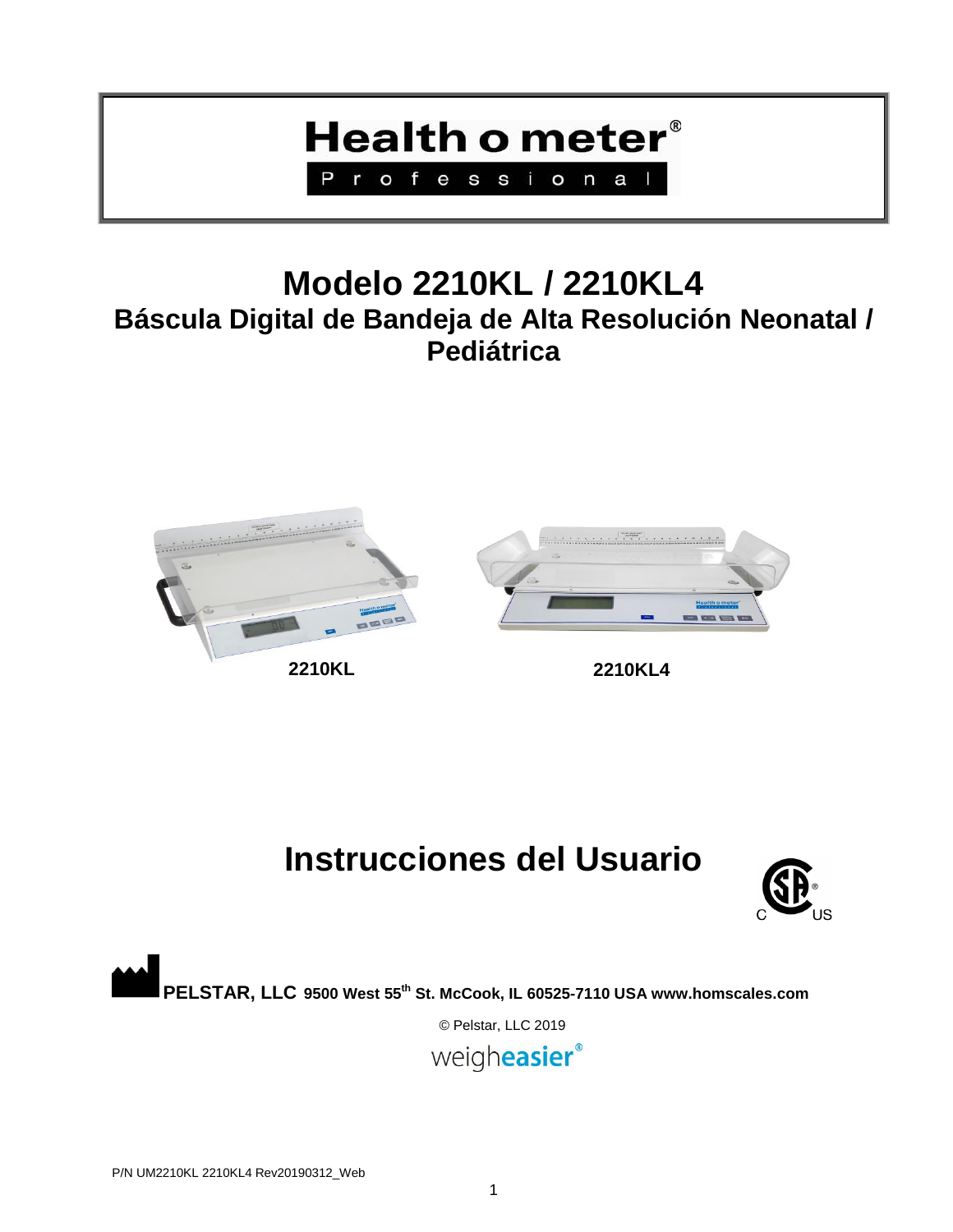# Health o meter®

Professional

# Modelo 2210KL / 2210KL4

## Báscula Digital de Bandeja de Alta Resolución Neonatal / Pediátrica

**2210KL** **2210KL4**

# Instrucciones del Usuario

**PELSTAR, LLC 9500 West 55th St. McCook, IL 60525-7110 USA www.homscales.com**

© Pelstar, LLC 2019

weigh**easier**®

P/N UM2210KL 2210KL4 Rev20190312_Web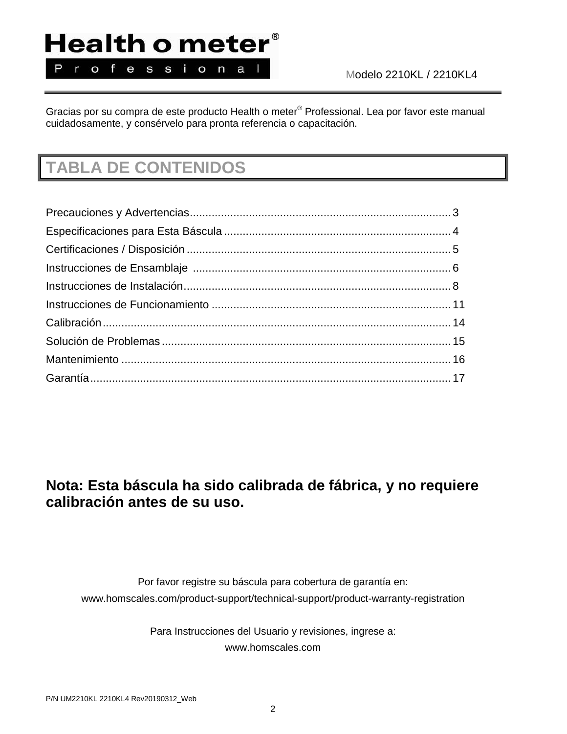# Health o meter® Professional

Modelo 2210KL / 2210KL4

Gracias por su compra de este producto Health o meter® Professional. Lea por favor este manual cuidadosamente, y consérvelo para pronta referencia o capacitación.

## TABLA DE CONTENIDOS

| | |
|---|---|
| Precauciones y Advertencias | 3 |
| Especificaciones para Esta Báscula | 4 |
| Certificaciones / Disposición | 5 |
| Instrucciones de Ensamblaje | 6 |
| Instrucciones de Instalación | 8 |
| Instrucciones de Funcionamiento | 11 |
| Calibración | 14 |
| Solución de Problemas | 15 |
| Mantenimiento | 16 |
| Garantía | 17 |

**Nota: Esta báscula ha sido calibrada de fábrica, y no requiere calibración antes de su uso.**

Por favor registre su báscula para cobertura de garantía en:
www.homscales.com/product-support/technical-support/product-warranty-registration

Para Instrucciones del Usuario y revisiones, ingrese a:
www.homscales.com

P/N UM2210KL 2210KL4 Rev20190312_Web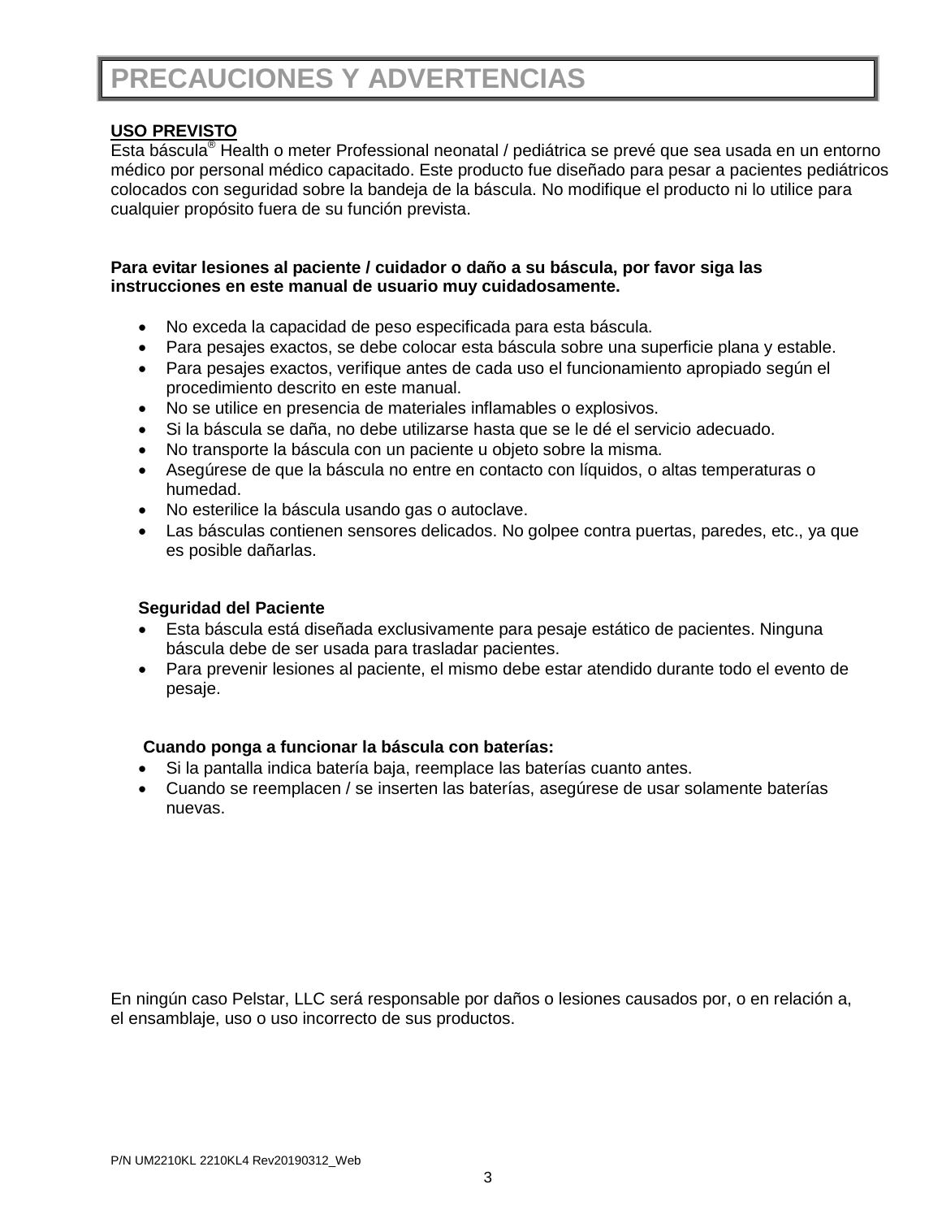# PRECAUCIONES Y ADVERTENCIAS

**USO PREVISTO**

Esta báscula® Health o meter Professional neonatal / pediátrica se prevé que sea usada en un entorno médico por personal médico capacitado. Este producto fue diseñado para pesar a pacientes pediátricos colocados con seguridad sobre la bandeja de la báscula. No modifique el producto ni lo utilice para cualquier propósito fuera de su función prevista.

**Para evitar lesiones al paciente / cuidador o daño a su báscula, por favor siga las instrucciones en este manual de usuario muy cuidadosamente.**

- No exceda la capacidad de peso especificada para esta báscula.
- Para pesajes exactos, se debe colocar esta báscula sobre una superficie plana y estable.
- Para pesajes exactos, verifique antes de cada uso el funcionamiento apropiado según el procedimiento descrito en este manual.
- No se utilice en presencia de materiales inflamables o explosivos.
- Si la báscula se daña, no debe utilizarse hasta que se le dé el servicio adecuado.
- No transporte la báscula con un paciente u objeto sobre la misma.
- Asegúrese de que la báscula no entre en contacto con líquidos, o altas temperaturas o humedad.
- No esterilice la báscula usando gas o autoclave.
- Las básculas contienen sensores delicados. No golpee contra puertas, paredes, etc., ya que es posible dañarlas.

**Seguridad del Paciente**

- Esta báscula está diseñada exclusivamente para pesaje estático de pacientes. Ninguna báscula debe de ser usada para trasladar pacientes.
- Para prevenir lesiones al paciente, el mismo debe estar atendido durante todo el evento de pesaje.

**Cuando ponga a funcionar la báscula con baterías:**

- Si la pantalla indica batería baja, reemplace las baterías cuanto antes.
- Cuando se reemplacen / se inserten las baterías, asegúrese de usar solamente baterías nuevas.

En ningún caso Pelstar, LLC será responsable por daños o lesiones causados por, o en relación a, el ensamblaje, uso o uso incorrecto de sus productos.

P/N UM2210KL 2210KL4 Rev20190312_Web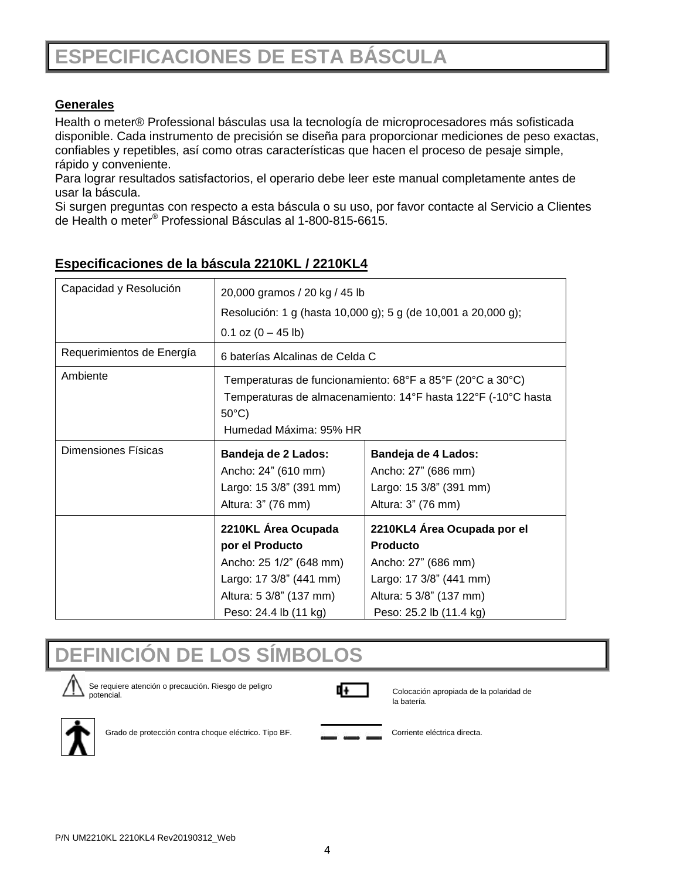# ESPECIFICACIONES DE ESTA BÁSCULA

**Generales**

Health o meter® Professional básculas usa la tecnología de microprocesadores más sofisticada disponible. Cada instrumento de precisión se diseña para proporcionar mediciones de peso exactas, confiables y repetibles, así como otras características que hacen el proceso de pesaje simple, rápido y conveniente.

Para lograr resultados satisfactorios, el operario debe leer este manual completamente antes de usar la báscula.

Si surgen preguntas con respecto a esta báscula o su uso, por favor contacte al Servicio a Clientes de Health o meter® Professional Básculas al 1-800-815-6615.

**Especificaciones de la báscula 2210KL / 2210KL4**

| | | |
|---|---|---|
| Capacidad y Resolución | 20,000 gramos / 20 kg / 45 lb<br>Resolución: 1 g (hasta 10,000 g); 5 g (de 10,001 a 20,000 g);<br>0.1 oz (0 – 45 lb) | |
| Requerimientos de Energía | 6 baterías Alcalinas de Celda C | |
| Ambiente | Temperaturas de funcionamiento: 68°F a 85°F (20°C a 30°C)<br>Temperaturas de almacenamiento: 14°F hasta 122°F (-10°C hasta 50°C)<br>Humedad Máxima: 95% HR | |
| Dimensiones Físicas | **Bandeja de 2 Lados:**<br>Ancho: 24" (610 mm)<br>Largo: 15 3/8" (391 mm)<br>Altura: 3" (76 mm) | **Bandeja de 4 Lados:**<br>Ancho: 27" (686 mm)<br>Largo: 15 3/8" (391 mm)<br>Altura: 3" (76 mm) |
| | **2210KL Área Ocupada por el Producto**<br>Ancho: 25 1/2" (648 mm)<br>Largo: 17 3/8" (441 mm)<br>Altura: 5 3/8" (137 mm)<br>Peso: 24.4 lb (11 kg) | **2210KL4 Área Ocupada por el Producto**<br>Ancho: 27" (686 mm)<br>Largo: 17 3/8" (441 mm)<br>Altura: 5 3/8" (137 mm)<br>Peso: 25.2 lb (11.4 kg) |

# DEFINICIÓN DE LOS SÍMBOLOS

Se requiere atención o precaución. Riesgo de peligro potencial.

Colocación apropiada de la polaridad de la batería.

Grado de protección contra choque eléctrico. Tipo BF.

Corriente eléctrica directa.

P/N UM2210KL 2210KL4 Rev20190312_Web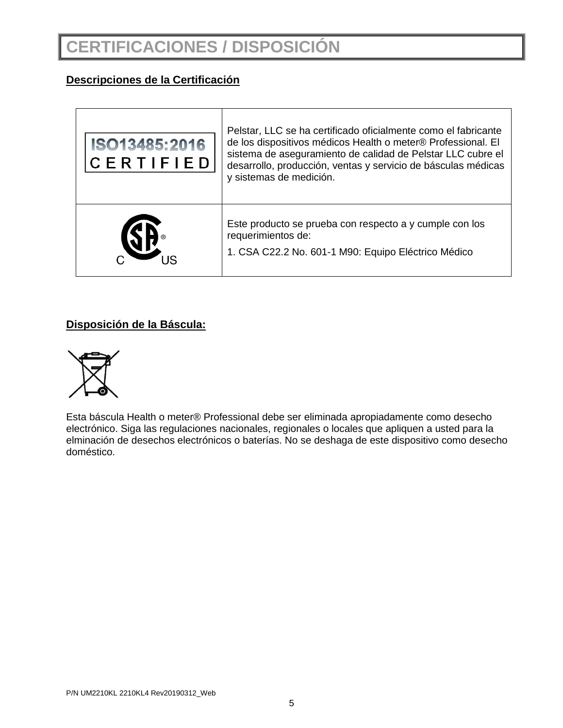# CERTIFICACIONES / DISPOSICIÓN

## Descripciones de la Certificación

| | |
|---|---|
| ISO13485:2016 CERTIFIED | Pelstar, LLC se ha certificado oficialmente como el fabricante de los dispositivos médicos Health o meter® Professional. El sistema de aseguramiento de calidad de Pelstar LLC cubre el desarrollo, producción, ventas y servicio de básculas médicas y sistemas de medición. |
| C SA® US | Este producto se prueba con respecto a y cumple con los requerimientos de:<br>1. CSA C22.2 No. 601-1 M90: Equipo Eléctrico Médico |

## Disposición de la Báscula:

Esta báscula Health o meter® Professional debe ser eliminada apropiadamente como desecho electrónico. Siga las regulaciones nacionales, regionales o locales que apliquen a usted para la elminación de desechos electrónicos o baterías. No se deshaga de este dispositivo como desecho doméstico.

P/N UM2210KL 2210KL4 Rev20190312_Web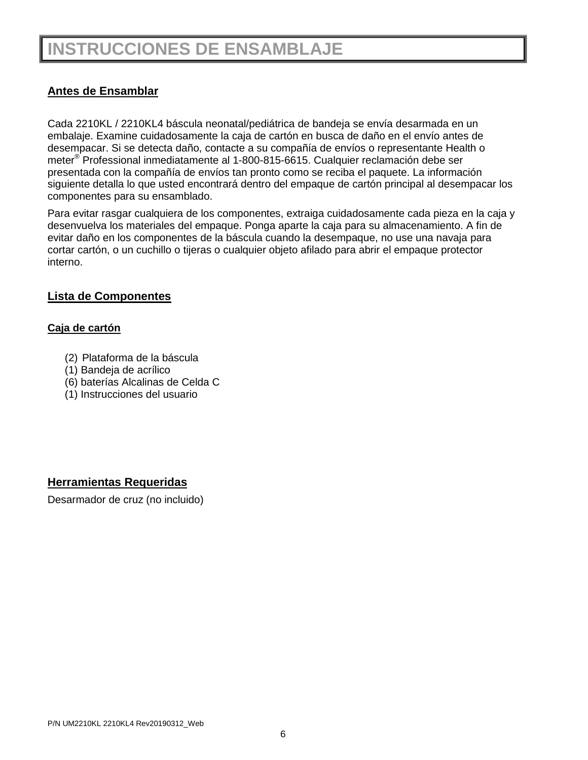# INSTRUCCIONES DE ENSAMBLAJE

## Antes de Ensamblar

Cada 2210KL / 2210KL4 báscula neonatal/pediátrica de bandeja se envía desarmada en un embalaje. Examine cuidadosamente la caja de cartón en busca de daño en el envío antes de desempacar. Si se detecta daño, contacte a su compañía de envíos o representante Health o meter® Professional inmediatamente al 1-800-815-6615. Cualquier reclamación debe ser presentada con la compañía de envíos tan pronto como se reciba el paquete. La información siguiente detalla lo que usted encontrará dentro del empaque de cartón principal al desempacar los componentes para su ensamblado.

Para evitar rasgar cualquiera de los componentes, extraiga cuidadosamente cada pieza en la caja y desenvuelva los materiales del empaque. Ponga aparte la caja para su almacenamiento. A fin de evitar daño en los componentes de la báscula cuando la desempaque, no use una navaja para cortar cartón, o un cuchillo o tijeras o cualquier objeto afilado para abrir el empaque protector interno.

## Lista de Componentes

### Caja de cartón

(2) Plataforma de la báscula
(1) Bandeja de acrílico
(6) baterías Alcalinas de Celda C
(1) Instrucciones del usuario

## Herramientas Requeridas

Desarmador de cruz (no incluido)

P/N UM2210KL 2210KL4 Rev20190312_Web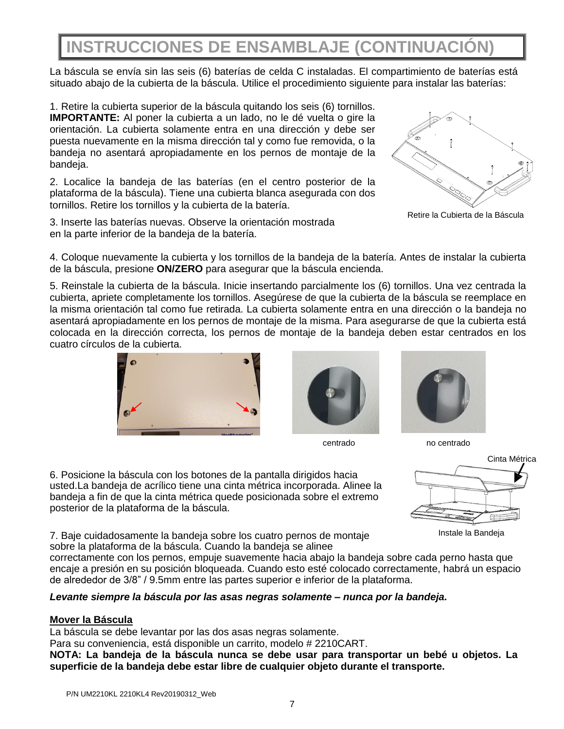# INSTRUCCIONES DE ENSAMBLAJE (CONTINUACIÓN)

La báscula se envía sin las seis (6) baterías de celda C instaladas. El compartimiento de baterías está situado abajo de la cubierta de la báscula. Utilice el procedimiento siguiente para instalar las baterías:

1. Retire la cubierta superior de la báscula quitando los seis (6) tornillos. **IMPORTANTE:** Al poner la cubierta a un lado, no le dé vuelta o gire la orientación. La cubierta solamente entra en una dirección y debe ser puesta nuevamente en la misma dirección tal y como fue removida, o la bandeja no asentará apropiadamente en los pernos de montaje de la bandeja.

2. Localice la bandeja de las baterías (en el centro posterior de la plataforma de la báscula). Tiene una cubierta blanca asegurada con dos tornillos. Retire los tornillos y la cubierta de la batería.

3. Inserte las baterías nuevas. Observe la orientación mostrada en la parte inferior de la bandeja de la batería.

Retire la Cubierta de la Báscula

4. Coloque nuevamente la cubierta y los tornillos de la bandeja de la batería. Antes de instalar la cubierta de la báscula, presione **ON/ZERO** para asegurar que la báscula encienda.

5. Reinstale la cubierta de la báscula. Inicie insertando parcialmente los (6) tornillos. Una vez centrada la cubierta, apriete completamente los tornillos. Asegúrese de que la cubierta de la báscula se reemplace en la misma orientación tal como fue retirada. La cubierta solamente entra en una dirección o la bandeja no asentará apropiadamente en los pernos de montaje de la misma. Para asegurarse de que la cubierta está colocada en la dirección correcta, los pernos de montaje de la bandeja deben estar centrados en los cuatro círculos de la cubierta.

centrado

no centrado

6. Posicione la báscula con los botones de la pantalla dirigidos hacia usted.La bandeja de acrílico tiene una cinta métrica incorporada. Alinee la bandeja a fin de que la cinta métrica quede posicionada sobre el extremo posterior de la plataforma de la báscula.

Cinta Métrica

Instale la Bandeja

7. Baje cuidadosamente la bandeja sobre los cuatro pernos de montaje sobre la plataforma de la báscula. Cuando la bandeja se alinee correctamente con los pernos, empuje suavemente hacia abajo la bandeja sobre cada perno hasta que encaje a presión en su posición bloqueada. Cuando esto esté colocado correctamente, habrá un espacio de alrededor de 3/8" / 9.5mm entre las partes superior e inferior de la plataforma.

***Levante siempre la báscula por las asas negras solamente – nunca por la bandeja.***

**Mover la Báscula**

La báscula se debe levantar por las dos asas negras solamente.
Para su conveniencia, está disponible un carrito, modelo # 2210CART.
**NOTA: La bandeja de la báscula nunca se debe usar para transportar un bebé u objetos. La superficie de la bandeja debe estar libre de cualquier objeto durante el transporte.**

P/N UM2210KL 2210KL4 Rev20190312_Web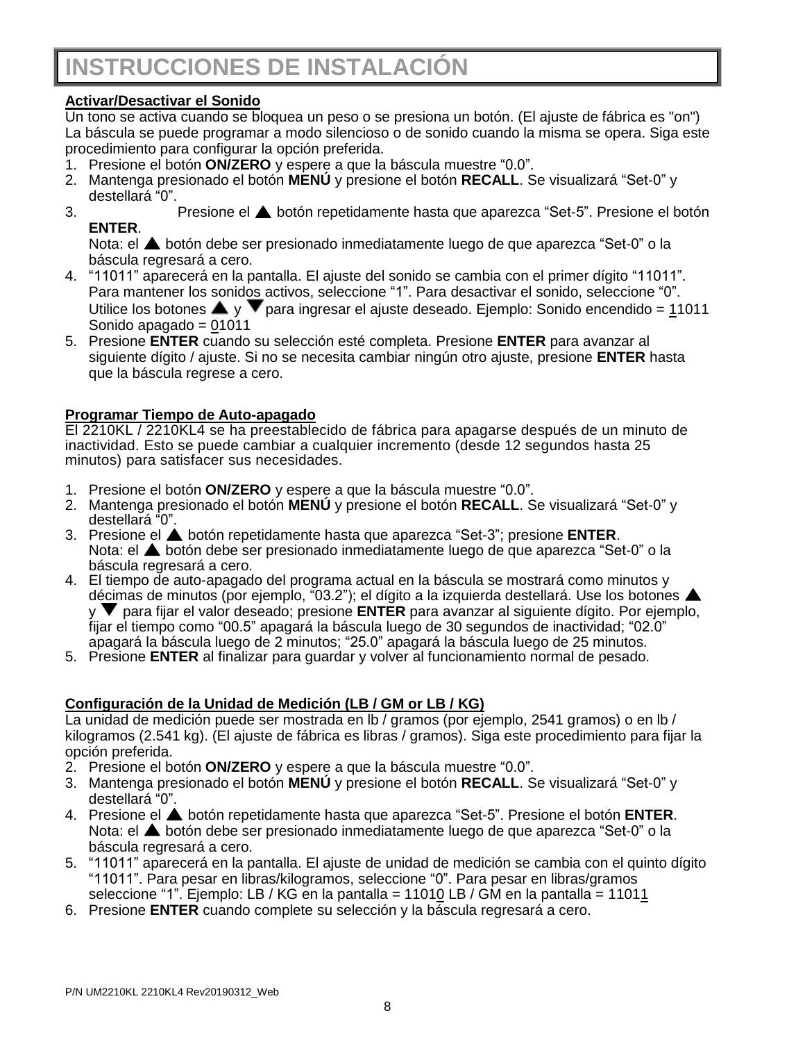# INSTRUCCIONES DE INSTALACIÓN

**Activar/Desactivar el Sonido**

Un tono se activa cuando se bloquea un peso o se presiona un botón. (El ajuste de fábrica es "on") La báscula se puede programar a modo silencioso o de sonido cuando la misma se opera. Siga este procedimiento para configurar la opción preferida.

1. Presione el botón **ON/ZERO** y espere a que la báscula muestre "0.0".
2. Mantenga presionado el botón **MENÚ** y presione el botón **RECALL**. Se visualizará "Set-0" y destellará "0".
3. Presione el ▲ botón repetidamente hasta que aparezca "Set-5". Presione el botón **ENTER**.
   Nota: el ▲ botón debe ser presionado inmediatamente luego de que aparezca "Set-0" o la báscula regresará a cero.
4. "11011" aparecerá en la pantalla. El ajuste del sonido se cambia con el primer dígito "11011". Para mantener los sonidos activos, seleccione "1". Para desactivar el sonido, seleccione "0". Utilice los botones ▲ y ▼ para ingresar el ajuste deseado. Ejemplo: Sonido encendido = <u>1</u>1011 Sonido apagado = <u>0</u>1011
5. Presione **ENTER** cuando su selección esté completa. Presione **ENTER** para avanzar al siguiente dígito / ajuste. Si no se necesita cambiar ningún otro ajuste, presione **ENTER** hasta que la báscula regrese a cero.

**Programar Tiempo de Auto-apagado**

El 2210KL / 2210KL4 se ha preestablecido de fábrica para apagarse después de un minuto de inactividad. Esto se puede cambiar a cualquier incremento (desde 12 segundos hasta 25 minutos) para satisfacer sus necesidades.

1. Presione el botón **ON/ZERO** y espere a que la báscula muestre "0.0".
2. Mantenga presionado el botón **MENÚ** y presione el botón **RECALL**. Se visualizará "Set-0" y destellará "0".
3. Presione el ▲ botón repetidamente hasta que aparezca "Set-3"; presione **ENTER**.
   Nota: el ▲ botón debe ser presionado inmediatamente luego de que aparezca "Set-0" o la báscula regresará a cero.
4. El tiempo de auto-apagado del programa actual en la báscula se mostrará como minutos y décimas de minutos (por ejemplo, "03.2"); el dígito a la izquierda destellará. Use los botones ▲ y ▼ para fijar el valor deseado; presione **ENTER** para avanzar al siguiente dígito. Por ejemplo, fijar el tiempo como "00.5" apagará la báscula luego de 30 segundos de inactividad; "02.0" apagará la báscula luego de 2 minutos; "25.0" apagará la báscula luego de 25 minutos.
5. Presione **ENTER** al finalizar para guardar y volver al funcionamiento normal de pesado.

**Configuración de la Unidad de Medición (LB / GM or LB / KG)**

La unidad de medición puede ser mostrada en lb / gramos (por ejemplo, 2541 gramos) o en lb / kilogramos (2.541 kg). (El ajuste de fábrica es libras / gramos). Siga este procedimiento para fijar la opción preferida.

2. Presione el botón **ON/ZERO** y espere a que la báscula muestre "0.0".
3. Mantenga presionado el botón **MENÚ** y presione el botón **RECALL**. Se visualizará "Set-0" y destellará "0".
4. Presione el ▲ botón repetidamente hasta que aparezca "Set-5". Presione el botón **ENTER**.
   Nota: el ▲ botón debe ser presionado inmediatamente luego de que aparezca "Set-0" o la báscula regresará a cero.
5. "11011" aparecerá en la pantalla. El ajuste de unidad de medición se cambia con el quinto dígito "11011". Para pesar en libras/kilogramos, seleccione "0". Para pesar en libras/gramos seleccione "1". Ejemplo: LB / KG en la pantalla = 1101<u>0</u> LB / GM en la pantalla = 1101<u>1</u>
6. Presione **ENTER** cuando complete su selección y la báscula regresará a cero.

P/N UM2210KL 2210KL4 Rev20190312_Web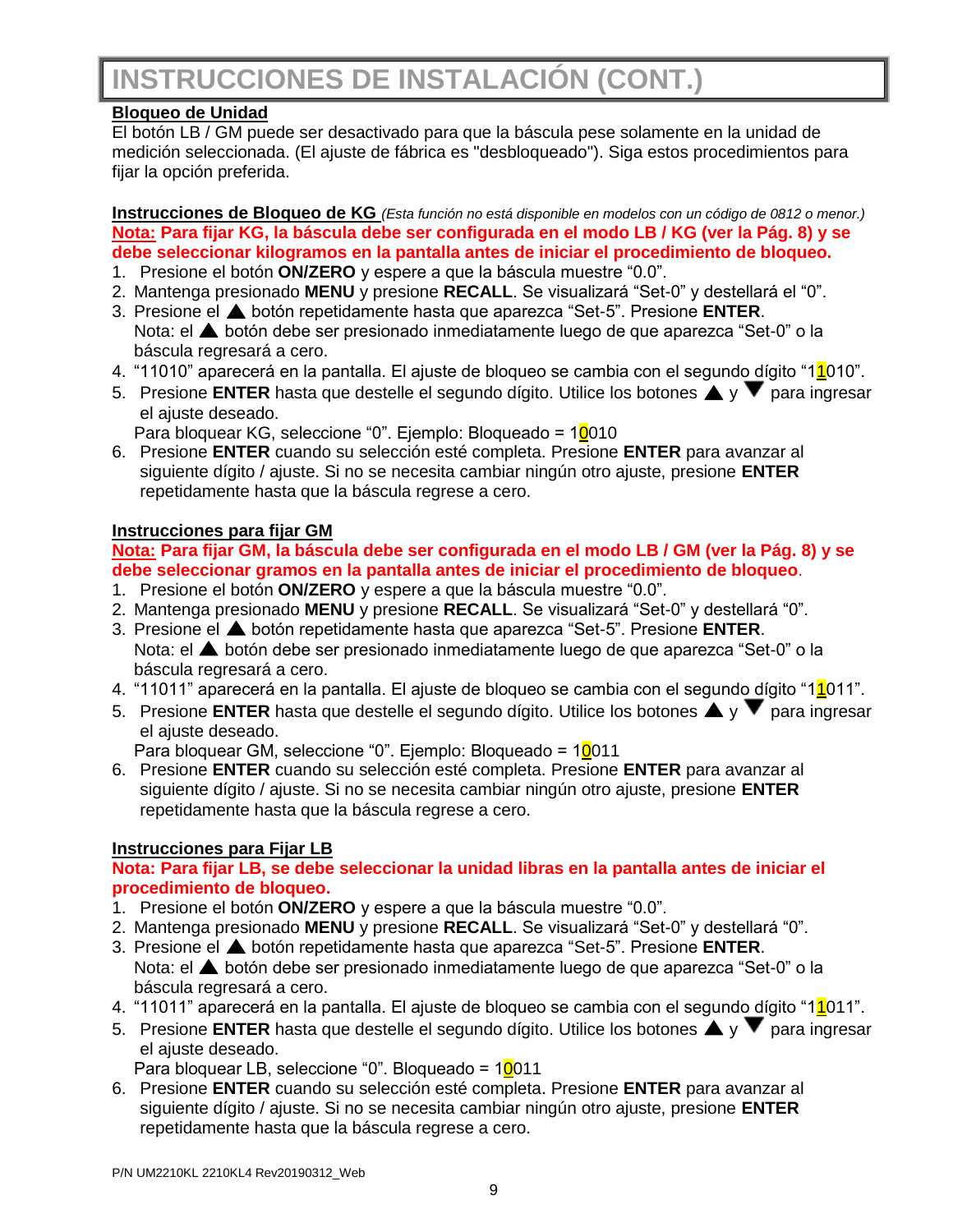# INSTRUCCIONES DE INSTALACIÓN (CONT.)

**Bloqueo de Unidad**

El botón LB / GM puede ser desactivado para que la báscula pese solamente en la unidad de medición seleccionada. (El ajuste de fábrica es "desbloqueado"). Siga estos procedimientos para fijar la opción preferida.

**Instrucciones de Bloqueo de KG** *(Esta función no está disponible en modelos con un código de 0812 o menor.)*

**Nota: Para fijar KG, la báscula debe ser configurada en el modo LB / KG (ver la Pág. 8) y se debe seleccionar kilogramos en la pantalla antes de iniciar el procedimiento de bloqueo.**

1. Presione el botón **ON/ZERO** y espere a que la báscula muestre “0.0”.
2. Mantenga presionado **MENU** y presione **RECALL**. Se visualizará “Set-0” y destellará el “0”.
3. Presione el ▲ botón repetidamente hasta que aparezca “Set-5”. Presione **ENTER**.
   Nota: el ▲ botón debe ser presionado inmediatamente luego de que aparezca “Set-0” o la báscula regresará a cero.
4. “11010” aparecerá en la pantalla. El ajuste de bloqueo se cambia con el segundo dígito “11010”.
5. Presione **ENTER** hasta que destelle el segundo dígito. Utilice los botones ▲ y ▼ para ingresar el ajuste deseado.
   Para bloquear KG, seleccione “0”. Ejemplo: Bloqueado = 10010
6. Presione **ENTER** cuando su selección esté completa. Presione **ENTER** para avanzar al siguiente dígito / ajuste. Si no se necesita cambiar ningún otro ajuste, presione **ENTER** repetidamente hasta que la báscula regrese a cero.

**Instrucciones para fijar GM**

**Nota: Para fijar GM, la báscula debe ser configurada en el modo LB / GM (ver la Pág. 8) y se debe seleccionar gramos en la pantalla antes de iniciar el procedimiento de bloqueo.**

1. Presione el botón **ON/ZERO** y espere a que la báscula muestre “0.0”.
2. Mantenga presionado **MENU** y presione **RECALL**. Se visualizará “Set-0” y destellará “0”.
3. Presione el ▲ botón repetidamente hasta que aparezca “Set-5”. Presione **ENTER**.
   Nota: el ▲ botón debe ser presionado inmediatamente luego de que aparezca “Set-0” o la báscula regresará a cero.
4. “11011” aparecerá en la pantalla. El ajuste de bloqueo se cambia con el segundo dígito “11011”.
5. Presione **ENTER** hasta que destelle el segundo dígito. Utilice los botones ▲ y ▼ para ingresar el ajuste deseado.
   Para bloquear GM, seleccione “0”. Ejemplo: Bloqueado = 10011
6. Presione **ENTER** cuando su selección esté completa. Presione **ENTER** para avanzar al siguiente dígito / ajuste. Si no se necesita cambiar ningún otro ajuste, presione **ENTER** repetidamente hasta que la báscula regrese a cero.

**Instrucciones para Fijar LB**

**Nota: Para fijar LB, se debe seleccionar la unidad libras en la pantalla antes de iniciar el procedimiento de bloqueo.**

1. Presione el botón **ON/ZERO** y espere a que la báscula muestre “0.0”.
2. Mantenga presionado **MENU** y presione **RECALL**. Se visualizará “Set-0” y destellará “0”.
3. Presione el ▲ botón repetidamente hasta que aparezca “Set-5”. Presione **ENTER**.
   Nota: el ▲ botón debe ser presionado inmediatamente luego de que aparezca “Set-0” o la báscula regresará a cero.
4. “11011” aparecerá en la pantalla. El ajuste de bloqueo se cambia con el segundo dígito “11011”.
5. Presione **ENTER** hasta que destelle el segundo dígito. Utilice los botones ▲ y ▼ para ingresar el ajuste deseado.
   Para bloquear LB, seleccione “0”. Bloqueado = 10011
6. Presione **ENTER** cuando su selección esté completa. Presione **ENTER** para avanzar al siguiente dígito / ajuste. Si no se necesita cambiar ningún otro ajuste, presione **ENTER** repetidamente hasta que la báscula regrese a cero.

P/N UM2210KL 2210KL4 Rev20190312_Web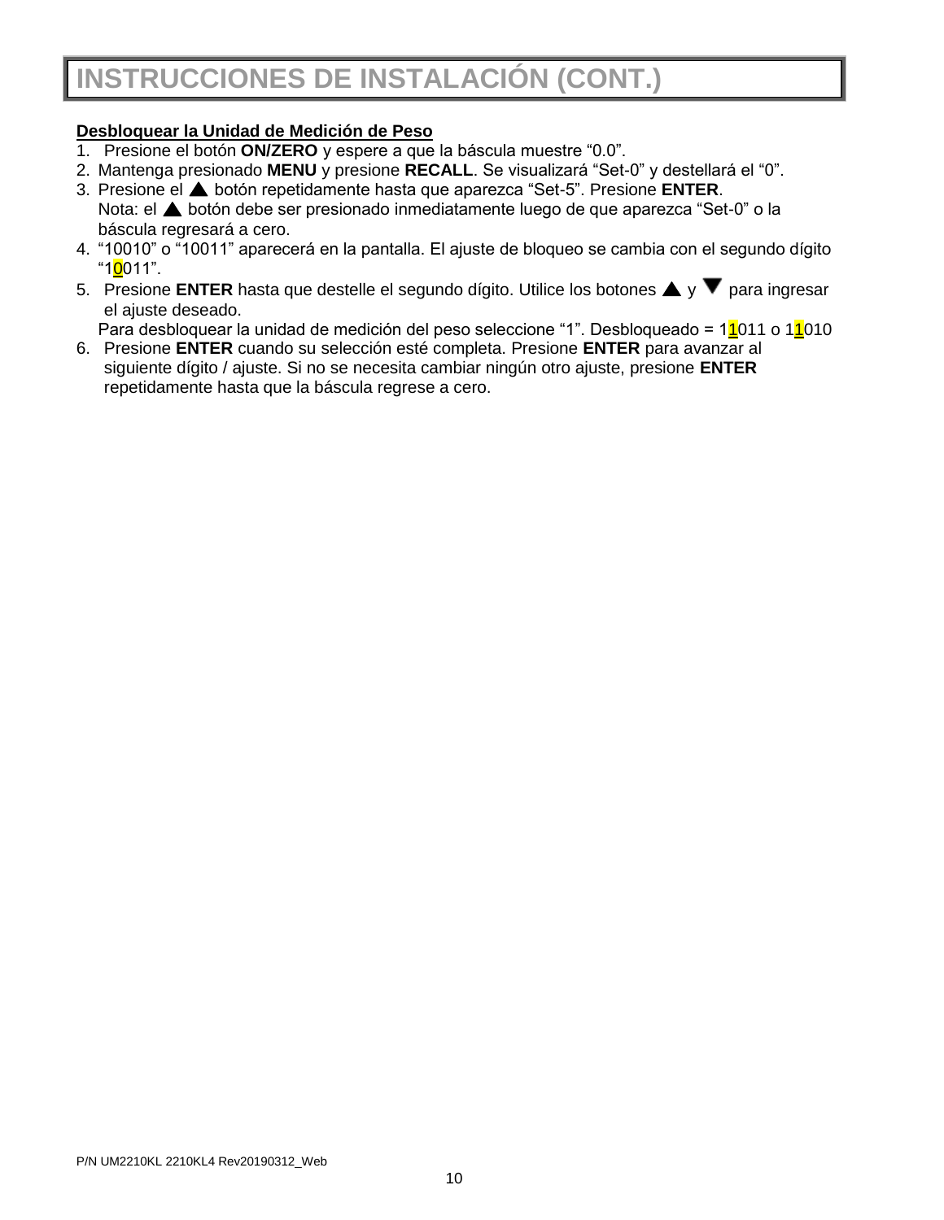# INSTRUCCIONES DE INSTALACIÓN (CONT.)

**Desbloquear la Unidad de Medición de Peso**

1. Presione el botón **ON/ZERO** y espere a que la báscula muestre “0.0”.
2. Mantenga presionado **MENU** y presione **RECALL**. Se visualizará “Set-0” y destellará el “0”.
3. Presione el ▲ botón repetidamente hasta que aparezca “Set-5”. Presione **ENTER**.
   Nota: el ▲ botón debe ser presionado inmediatamente luego de que aparezca “Set-0” o la báscula regresará a cero.
4. “10010” o “10011” aparecerá en la pantalla. El ajuste de bloqueo se cambia con el segundo dígito “10011”.
5. Presione **ENTER** hasta que destelle el segundo dígito. Utilice los botones ▲ y ▼ para ingresar el ajuste deseado.
   Para desbloquear la unidad de medición del peso seleccione “1”. Desbloqueado = 11011 o 11010
6. Presione **ENTER** cuando su selección esté completa. Presione **ENTER** para avanzar al siguiente dígito / ajuste. Si no se necesita cambiar ningún otro ajuste, presione **ENTER** repetidamente hasta que la báscula regrese a cero.

P/N UM2210KL 2210KL4 Rev20190312_Web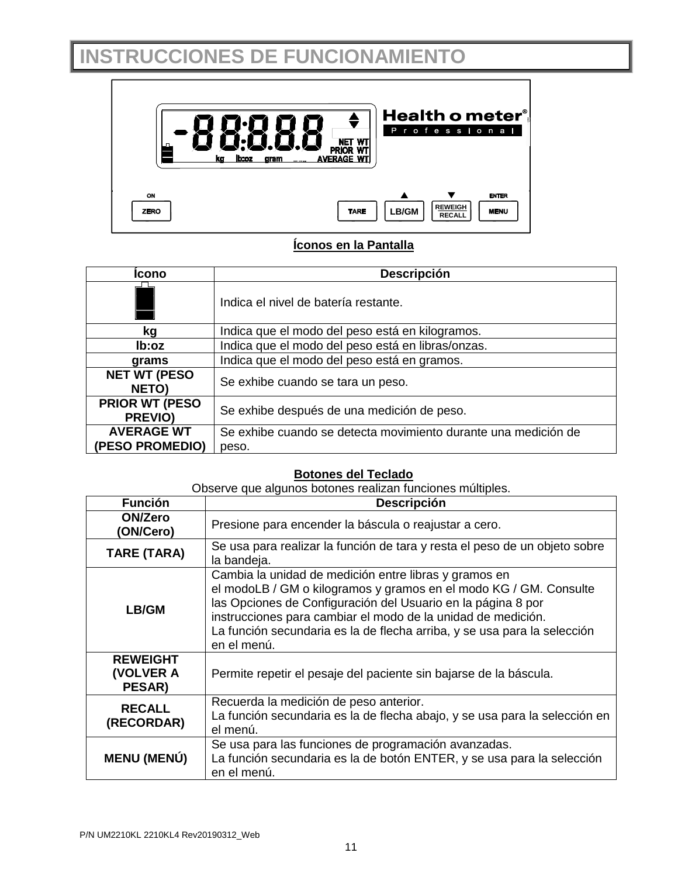# INSTRUCCIONES DE FUNCIONAMIENTO

**Íconos en la Pantalla**

| Ícono | Descripción |
|---|---|
| | Indica el nivel de batería restante. |
| **kg** | Indica que el modo del peso está en kilogramos. |
| **lb:oz** | Indica que el modo del peso está en libras/onzas. |
| **grams** | Indica que el modo del peso está en gramos. |
| **NET WT (PESO NETO)** | Se exhibe cuando se tara un peso. |
| **PRIOR WT (PESO PREVIO)** | Se exhibe después de una medición de peso. |
| **AVERAGE WT (PESO PROMEDIO)** | Se exhibe cuando se detecta movimiento durante una medición de peso. |

**Botones del Teclado**

Observe que algunos botones realizan funciones múltiples.

| Función | Descripción |
|---|---|
| **ON/Zero (ON/Cero)** | Presione para encender la báscula o reajustar a cero. |
| **TARE (TARA)** | Se usa para realizar la función de tara y resta el peso de un objeto sobre la bandeja. |
| **LB/GM** | Cambia la unidad de medición entre libras y gramos en el modoLB / GM o kilogramos y gramos en el modo KG / GM. Consulte las Opciones de Configuración del Usuario en la página 8 por instrucciones para cambiar el modo de la unidad de medición. La función secundaria es la de flecha arriba, y se usa para la selección en el menú. |
| **REWEIGHT (VOLVER A PESAR)** | Permite repetir el pesaje del paciente sin bajarse de la báscula. |
| **RECALL (RECORDAR)** | Recuerda la medición de peso anterior. La función secundaria es la de flecha abajo, y se usa para la selección en el menú. |
| **MENU (MENÚ)** | Se usa para las funciones de programación avanzadas. La función secundaria es la de botón ENTER, y se usa para la selección en el menú. |

P/N UM2210KL 2210KL4 Rev20190312_Web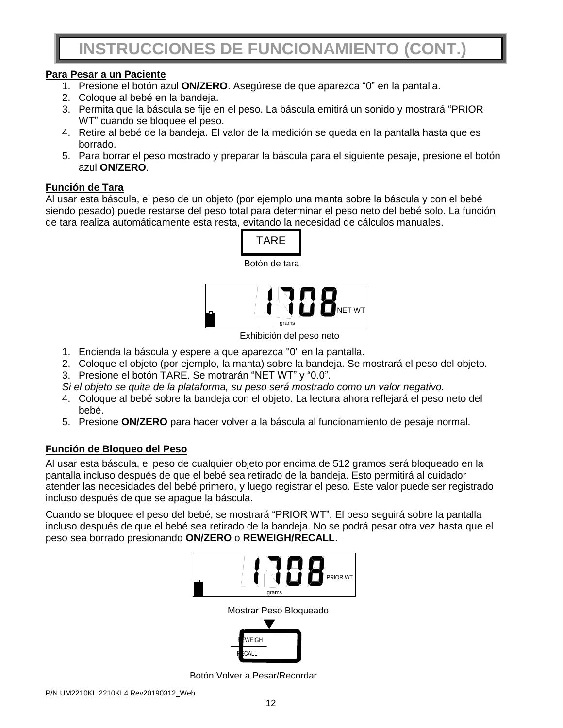# INSTRUCCIONES DE FUNCIONAMIENTO (CONT.)

**Para Pesar a un Paciente**

1. Presione el botón azul **ON/ZERO**. Asegúrese de que aparezca “0” en la pantalla.
2. Coloque al bebé en la bandeja.
3. Permita que la báscula se fije en el peso. La báscula emitirá un sonido y mostrará “PRIOR WT” cuando se bloquee el peso.
4. Retire al bebé de la bandeja. El valor de la medición se queda en la pantalla hasta que es borrado.
5. Para borrar el peso mostrado y preparar la báscula para el siguiente pesaje, presione el botón azul **ON/ZERO**.

**Función de Tara**

Al usar esta báscula, el peso de un objeto (por ejemplo una manta sobre la báscula y con el bebé siendo pesado) puede restarse del peso total para determinar el peso neto del bebé solo. La función de tara realiza automáticamente esta resta, evitando la necesidad de cálculos manuales.

TARE

Botón de tara

1708 NET WT grams

Exhibición del peso neto

1. Encienda la báscula y espere a que aparezca "0" en la pantalla.
2. Coloque el objeto (por ejemplo, la manta) sobre la bandeja. Se mostrará el peso del objeto.
3. Presione el botón TARE. Se motrarán “NET WT” y “0.0”.

*Si el objeto se quita de la plataforma, su peso será mostrado como un valor negativo.*

4. Coloque al bebé sobre la bandeja con el objeto. La lectura ahora reflejará el peso neto del bebé.
5. Presione **ON/ZERO** para hacer volver a la báscula al funcionamiento de pesaje normal.

**Función de Bloqueo del Peso**

Al usar esta báscula, el peso de cualquier objeto por encima de 512 gramos será bloqueado en la pantalla incluso después de que el bebé sea retirado de la bandeja. Esto permitirá al cuidador atender las necesidades del bebé primero, y luego registrar el peso. Este valor puede ser registrado incluso después de que se apague la báscula.

Cuando se bloquee el peso del bebé, se mostrará “PRIOR WT”. El peso seguirá sobre la pantalla incluso después de que el bebé sea retirado de la bandeja. No se podrá pesar otra vez hasta que el peso sea borrado presionando **ON/ZERO** o **REWEIGH/RECALL**.

1708 PRIOR WT. grams

Mostrar Peso Bloqueado

REWEIGH / RECALL

Botón Volver a Pesar/Recordar

P/N UM2210KL 2210KL4 Rev20190312_Web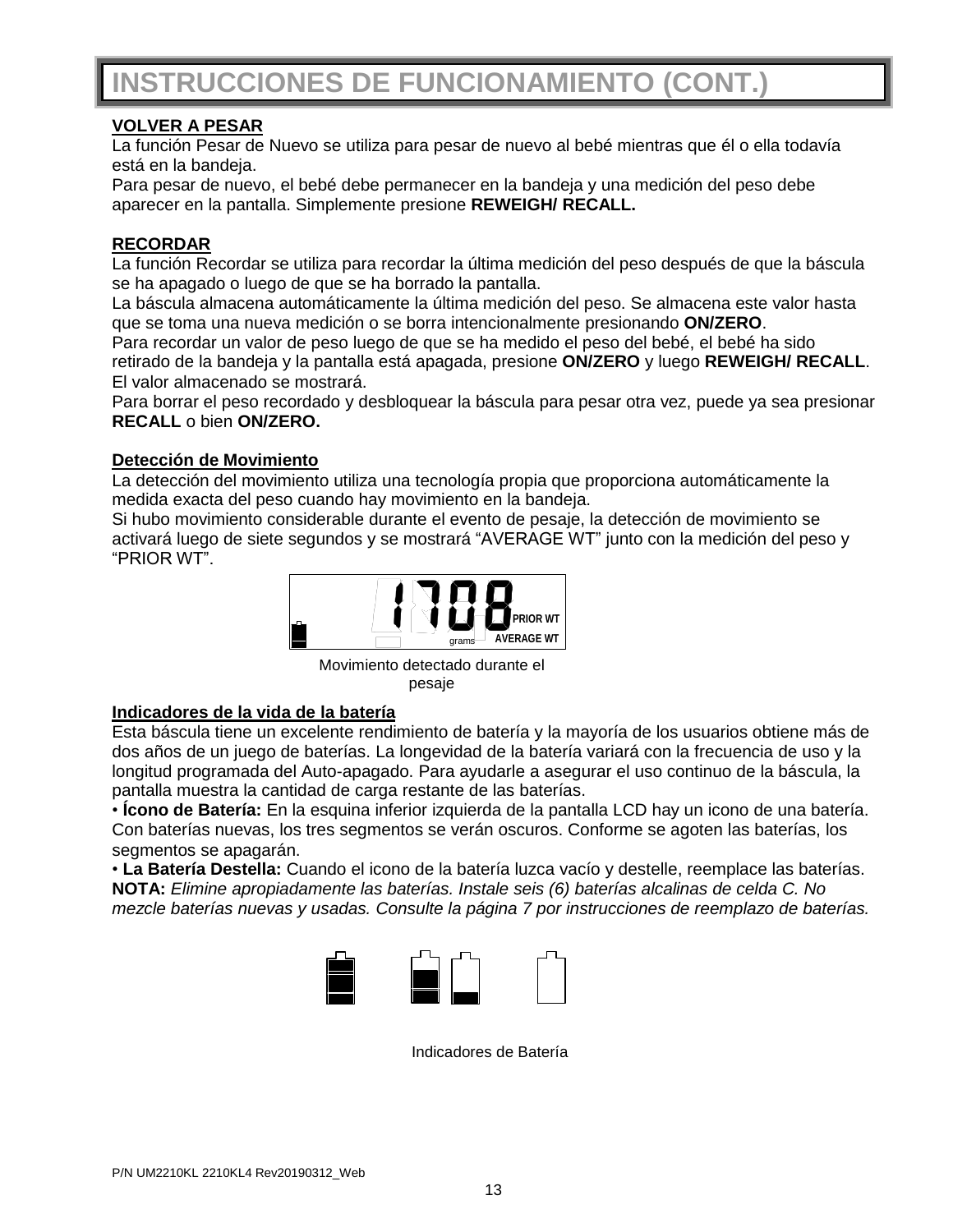# INSTRUCCIONES DE FUNCIONAMIENTO (CONT.)

**VOLVER A PESAR**

La función Pesar de Nuevo se utiliza para pesar de nuevo al bebé mientras que él o ella todavía está en la bandeja.

Para pesar de nuevo, el bebé debe permanecer en la bandeja y una medición del peso debe aparecer en la pantalla. Simplemente presione **REWEIGH/ RECALL.**

**RECORDAR**

La función Recordar se utiliza para recordar la última medición del peso después de que la báscula se ha apagado o luego de que se ha borrado la pantalla.

La báscula almacena automáticamente la última medición del peso. Se almacena este valor hasta que se toma una nueva medición o se borra intencionalmente presionando **ON/ZERO**.

Para recordar un valor de peso luego de que se ha medido el peso del bebé, el bebé ha sido retirado de la bandeja y la pantalla está apagada, presione **ON/ZERO** y luego **REWEIGH/ RECALL**. El valor almacenado se mostrará.

Para borrar el peso recordado y desbloquear la báscula para pesar otra vez, puede ya sea presionar **RECALL** o bien **ON/ZERO.**

**Detección de Movimiento**

La detección del movimiento utiliza una tecnología propia que proporciona automáticamente la medida exacta del peso cuando hay movimiento en la bandeja.

Si hubo movimiento considerable durante el evento de pesaje, la detección de movimiento se activará luego de siete segundos y se mostrará “AVERAGE WT” junto con la medición del peso y “PRIOR WT”.

1708 PRIOR WT AVERAGE WT grams

Movimiento detectado durante el pesaje

**Indicadores de la vida de la batería**

Esta báscula tiene un excelente rendimiento de batería y la mayoría de los usuarios obtiene más de dos años de un juego de baterías. La longevidad de la batería variará con la frecuencia de uso y la longitud programada del Auto-apagado. Para ayudarle a asegurar el uso continuo de la báscula, la pantalla muestra la cantidad de carga restante de las baterías.

• **Ícono de Batería:** En la esquina inferior izquierda de la pantalla LCD hay un icono de una batería. Con baterías nuevas, los tres segmentos se verán oscuros. Conforme se agoten las baterías, los segmentos se apagarán.

• **La Batería Destella:** Cuando el icono de la batería luzca vacío y destelle, reemplace las baterías.

**NOTA:** *Elimine apropiadamente las baterías. Instale seis (6) baterías alcalinas de celda C. No mezcle baterías nuevas y usadas. Consulte la página 7 por instrucciones de reemplazo de baterías.*

Indicadores de Batería

P/N UM2210KL 2210KL4 Rev20190312_Web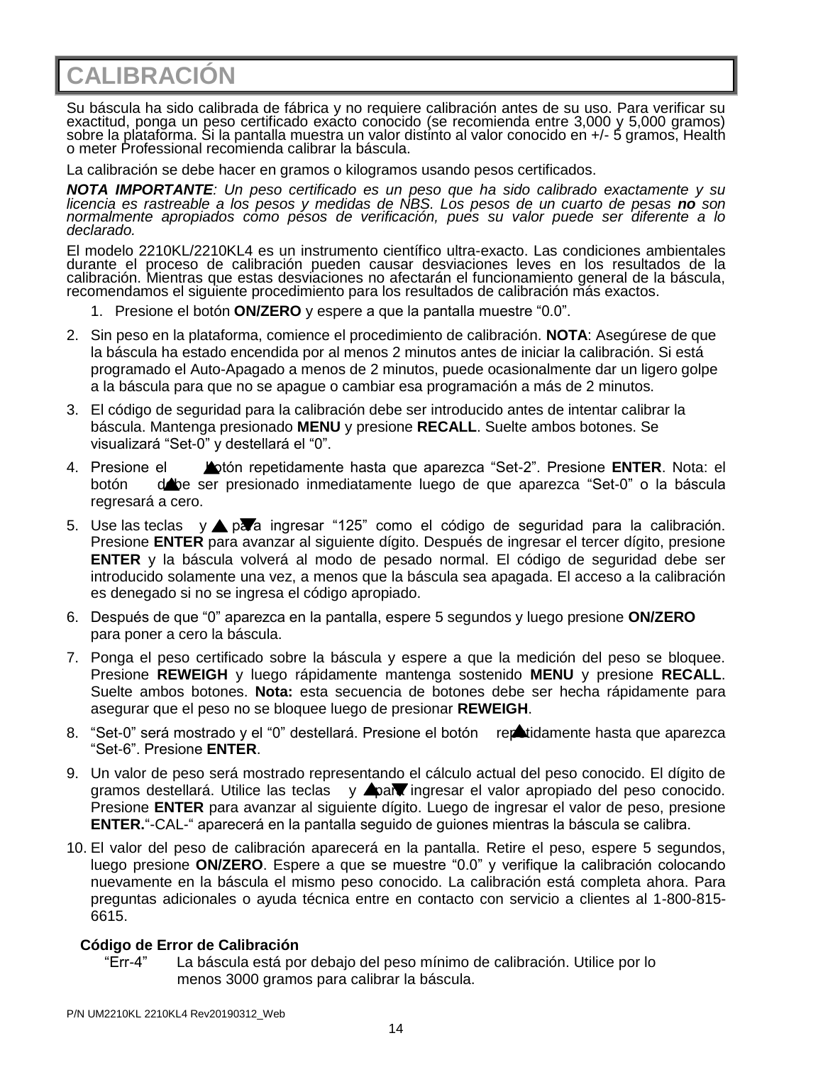# CALIBRACIÓN

Su báscula ha sido calibrada de fábrica y no requiere calibración antes de su uso. Para verificar su exactitud, ponga un peso certificado exacto conocido (se recomienda entre 3,000 y 5,000 gramos) sobre la plataforma. Si la pantalla muestra un valor distinto al valor conocido en +/- 5 gramos, Health o meter Professional recomienda calibrar la báscula.

La calibración se debe hacer en gramos o kilogramos usando pesos certificados.

***NOTA IMPORTANTE**: Un peso certificado es un peso que ha sido calibrado exactamente y su licencia es rastreable a los pesos y medidas de NBS. Los pesos de un cuarto de pesas **no** son normalmente apropiados como pesos de verificación, pues su valor puede ser diferente a lo declarado.*

El modelo 2210KL/2210KL4 es un instrumento científico ultra-exacto. Las condiciones ambientales durante el proceso de calibración pueden causar desviaciones leves en los resultados de la calibración. Mientras que estas desviaciones no afectarán el funcionamiento general de la báscula, recomendamos el siguiente procedimiento para los resultados de calibración más exactos.

1. Presione el botón **ON/ZERO** y espere a que la pantalla muestre “0.0”.
2. Sin peso en la plataforma, comience el procedimiento de calibración. **NOTA**: Asegúrese de que la báscula ha estado encendida por al menos 2 minutos antes de iniciar la calibración. Si está programado el Auto-Apagado a menos de 2 minutos, puede ocasionalmente dar un ligero golpe a la báscula para que no se apague o cambiar esa programación a más de 2 minutos.
3. El código de seguridad para la calibración debe ser introducido antes de intentar calibrar la báscula. Mantenga presionado **MENU** y presione **RECALL**. Suelte ambos botones. Se visualizará “Set-0” y destellará el “0”.
4. Presione el ▲ botón repetidamente hasta que aparezca “Set-2”. Presione **ENTER**. Nota: el botón ▲ debe ser presionado inmediatamente luego de que aparezca “Set-0” o la báscula regresará a cero.
5. Use las teclas ▲ y ▼ para ingresar “125” como el código de seguridad para la calibración. Presione **ENTER** para avanzar al siguiente dígito. Después de ingresar el tercer dígito, presione **ENTER** y la báscula volverá al modo de pesado normal. El código de seguridad debe ser introducido solamente una vez, a menos que la báscula sea apagada. El acceso a la calibración es denegado si no se ingresa el código apropiado.
6. Después de que “0” aparezca en la pantalla, espere 5 segundos y luego presione **ON/ZERO** para poner a cero la báscula.
7. Ponga el peso certificado sobre la báscula y espere a que la medición del peso se bloquee. Presione **REWEIGH** y luego rápidamente mantenga sostenido **MENU** y presione **RECALL**. Suelte ambos botones. **Nota:** esta secuencia de botones debe ser hecha rápidamente para asegurar que el peso no se bloquee luego de presionar **REWEIGH**.
8. “Set-0” será mostrado y el “0” destellará. Presione el botón ▲ repetidamente hasta que aparezca “Set-6”. Presione **ENTER**.
9. Un valor de peso será mostrado representando el cálculo actual del peso conocido. El dígito de gramos destellará. Utilice las teclas ▲ y ▼ para ingresar el valor apropiado del peso conocido. Presione **ENTER** para avanzar al siguiente dígito. Luego de ingresar el valor de peso, presione **ENTER.**“-CAL-“ aparecerá en la pantalla seguido de guiones mientras la báscula se calibra.
10. El valor del peso de calibración aparecerá en la pantalla. Retire el peso, espere 5 segundos, luego presione **ON/ZERO**. Espere a que se muestre “0.0” y verifique la calibración colocando nuevamente en la báscula el mismo peso conocido. La calibración está completa ahora. Para preguntas adicionales o ayuda técnica entre en contacto con servicio a clientes al 1-800-815-6615.

**Código de Error de Calibración**

“Err-4” La báscula está por debajo del peso mínimo de calibración. Utilice por lo menos 3000 gramos para calibrar la báscula.

P/N UM2210KL 2210KL4 Rev20190312_Web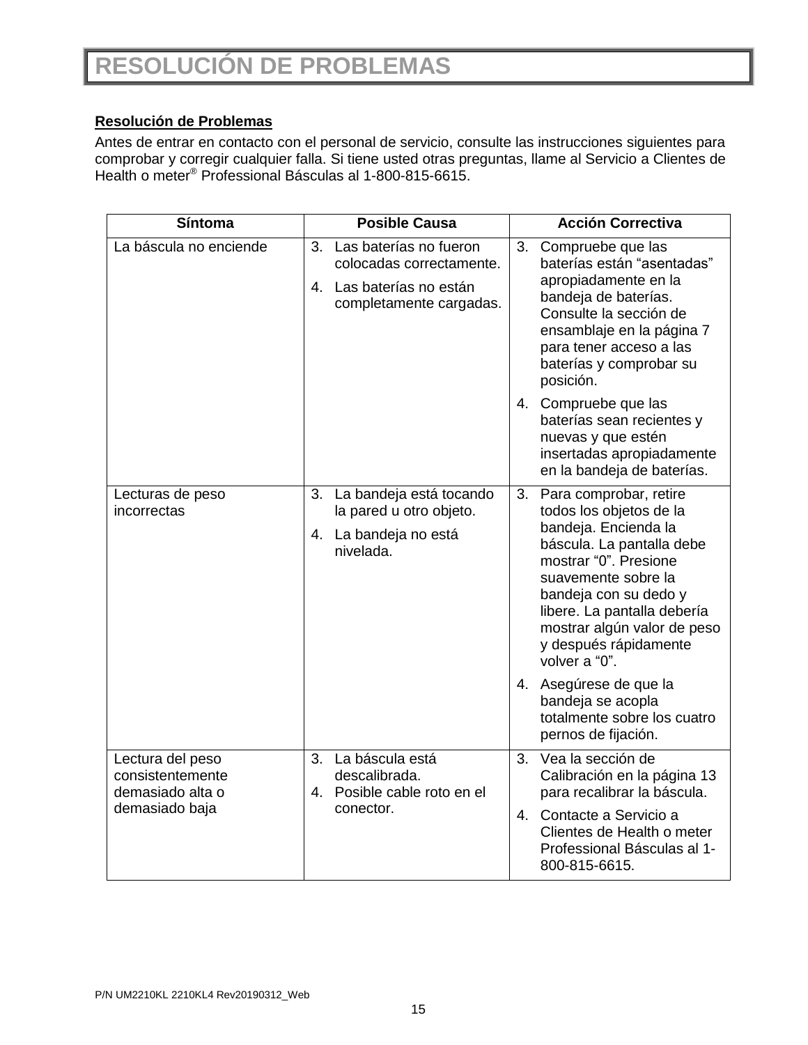# RESOLUCIÓN DE PROBLEMAS

**Resolución de Problemas**

Antes de entrar en contacto con el personal de servicio, consulte las instrucciones siguientes para comprobar y corregir cualquier falla. Si tiene usted otras preguntas, llame al Servicio a Clientes de Health o meter® Professional Básculas al 1-800-815-6615.

| Síntoma | Posible Causa | Acción Correctiva |
| --- | --- | --- |
| La báscula no enciende | 3. Las baterías no fueron colocadas correctamente.<br>4. Las baterías no están completamente cargadas. | 3. Compruebe que las baterías están "asentadas" apropiadamente en la bandeja de baterías. Consulte la sección de ensamblaje en la página 7 para tener acceso a las baterías y comprobar su posición.<br>4. Compruebe que las baterías sean recientes y nuevas y que estén insertadas apropiadamente en la bandeja de baterías. |
| Lecturas de peso incorrectas | 3. La bandeja está tocando la pared u otro objeto.<br>4. La bandeja no está nivelada. | 3. Para comprobar, retire todos los objetos de la bandeja. Encienda la báscula. La pantalla debe mostrar "0". Presione suavemente sobre la bandeja con su dedo y libere. La pantalla debería mostrar algún valor de peso y después rápidamente volver a "0".<br>4. Asegúrese de que la bandeja se acopla totalmente sobre los cuatro pernos de fijación. |
| Lectura del peso consistentemente demasiado alta o demasiado baja | 3. La báscula está descalibrada.<br>4. Posible cable roto en el conector. | 3. Vea la sección de Calibración en la página 13 para recalibrar la báscula.<br>4. Contacte a Servicio a Clientes de Health o meter Professional Básculas al 1-800-815-6615. |

P/N UM2210KL 2210KL4 Rev20190312_Web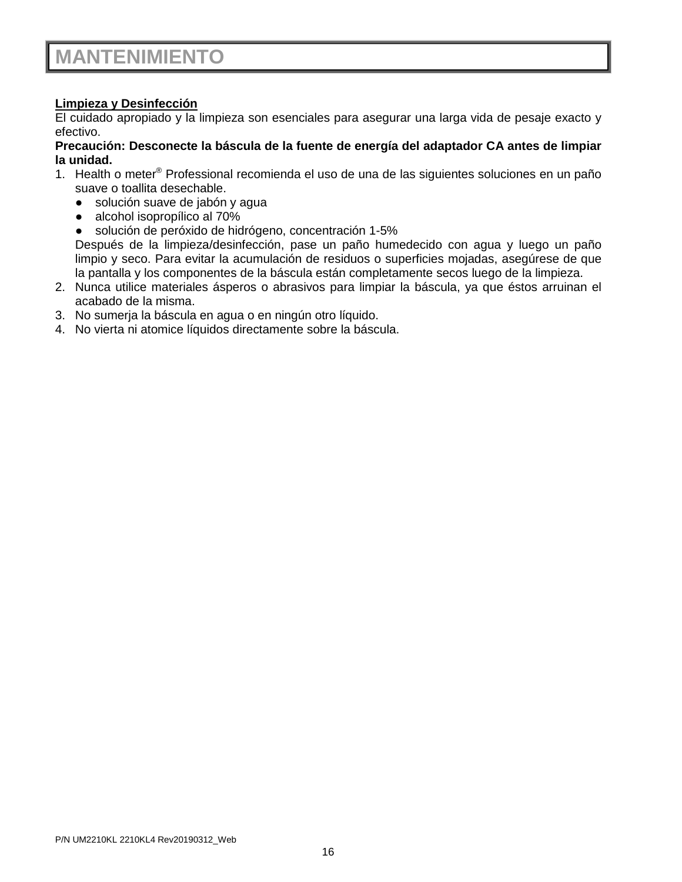# MANTENIMIENTO

**Limpieza y Desinfección**

El cuidado apropiado y la limpieza son esenciales para asegurar una larga vida de pesaje exacto y efectivo.

**Precaución: Desconecte la báscula de la fuente de energía del adaptador CA antes de limpiar la unidad.**

1. Health o meter® Professional recomienda el uso de una de las siguientes soluciones en un paño suave o toallita desechable.
   - solución suave de jabón y agua
   - alcohol isopropílico al 70%
   - solución de peróxido de hidrógeno, concentración 1-5%

   Después de la limpieza/desinfección, pase un paño humedecido con agua y luego un paño limpio y seco. Para evitar la acumulación de residuos o superficies mojadas, asegúrese de que la pantalla y los componentes de la báscula están completamente secos luego de la limpieza.
2. Nunca utilice materiales ásperos o abrasivos para limpiar la báscula, ya que éstos arruinan el acabado de la misma.
3. No sumerja la báscula en agua o en ningún otro líquido.
4. No vierta ni atomice líquidos directamente sobre la báscula.

P/N UM2210KL 2210KL4 Rev20190312_Web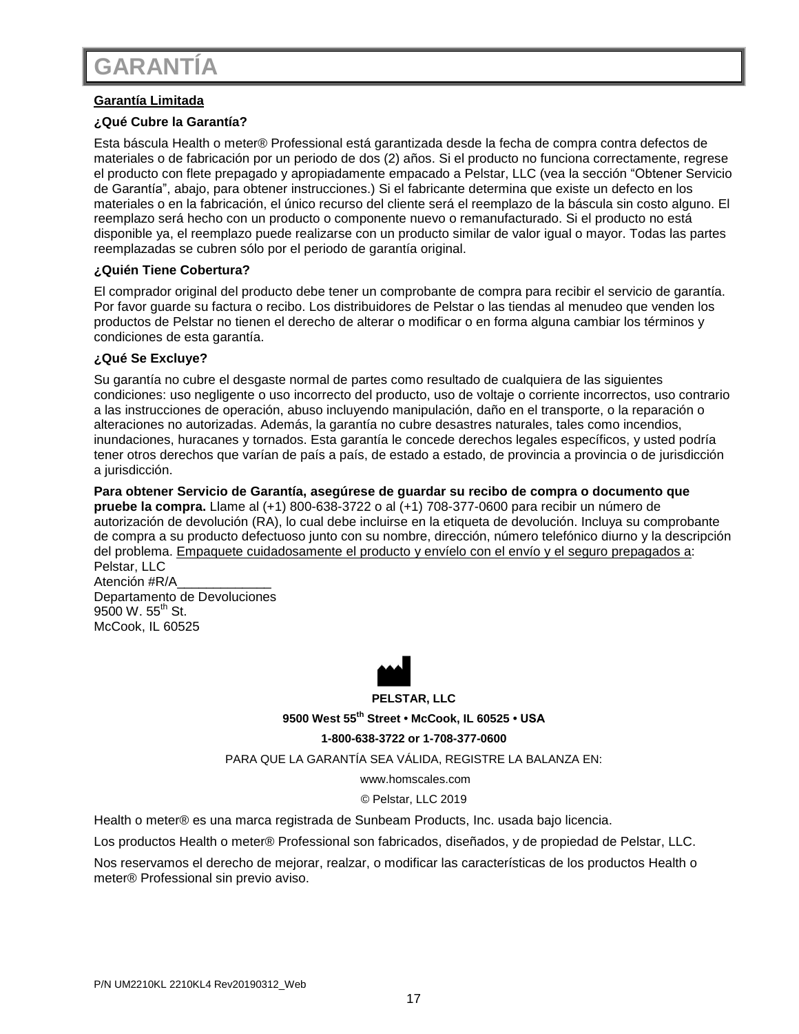# GARANTÍA

**Garantía Limitada**

**¿Qué Cubre la Garantía?**

Esta báscula Health o meter® Professional está garantizada desde la fecha de compra contra defectos de materiales o de fabricación por un periodo de dos (2) años. Si el producto no funciona correctamente, regrese el producto con flete prepagado y apropiadamente empacado a Pelstar, LLC (vea la sección "Obtener Servicio de Garantía", abajo, para obtener instrucciones.) Si el fabricante determina que existe un defecto en los materiales o en la fabricación, el único recurso del cliente será el reemplazo de la báscula sin costo alguno. El reemplazo será hecho con un producto o componente nuevo o remanufacturado. Si el producto no está disponible ya, el reemplazo puede realizarse con un producto similar de valor igual o mayor. Todas las partes reemplazadas se cubren sólo por el periodo de garantía original.

**¿Quién Tiene Cobertura?**

El comprador original del producto debe tener un comprobante de compra para recibir el servicio de garantía. Por favor guarde su factura o recibo. Los distribuidores de Pelstar o las tiendas al menudeo que venden los productos de Pelstar no tienen el derecho de alterar o modificar o en forma alguna cambiar los términos y condiciones de esta garantía.

**¿Qué Se Excluye?**

Su garantía no cubre el desgaste normal de partes como resultado de cualquiera de las siguientes condiciones: uso negligente o uso incorrecto del producto, uso de voltaje o corriente incorrectos, uso contrario a las instrucciones de operación, abuso incluyendo manipulación, daño en el transporte, o la reparación o alteraciones no autorizadas. Además, la garantía no cubre desastres naturales, tales como incendios, inundaciones, huracanes y tornados. Esta garantía le concede derechos legales específicos, y usted podría tener otros derechos que varían de país a país, de estado a estado, de provincia a provincia o de jurisdicción a jurisdicción.

**Para obtener Servicio de Garantía, asegúrese de guardar su recibo de compra o documento que pruebe la compra.** Llame al (+1) 800-638-3722 o al (+1) 708-377-0600 para recibir un número de autorización de devolución (RA), lo cual debe incluirse en la etiqueta de devolución. Incluya su comprobante de compra a su producto defectuoso junto con su nombre, dirección, número telefónico diurno y la descripción del problema. Empaquete cuidadosamente el producto y envíelo con el envío y el seguro prepagados a:
Pelstar, LLC
Atención #R/A_____________
Departamento de Devoluciones
9500 W. 55th St.
McCook, IL 60525

**PELSTAR, LLC**

**9500 West 55th Street • McCook, IL 60525 • USA**

**1-800-638-3722 or 1-708-377-0600**

PARA QUE LA GARANTÍA SEA VÁLIDA, REGISTRE LA BALANZA EN:

www.homscales.com

© Pelstar, LLC 2019

Health o meter® es una marca registrada de Sunbeam Products, Inc. usada bajo licencia.

Los productos Health o meter® Professional son fabricados, diseñados, y de propiedad de Pelstar, LLC.

Nos reservamos el derecho de mejorar, realzar, o modificar las características de los productos Health o meter® Professional sin previo aviso.

P/N UM2210KL 2210KL4 Rev20190312_Web